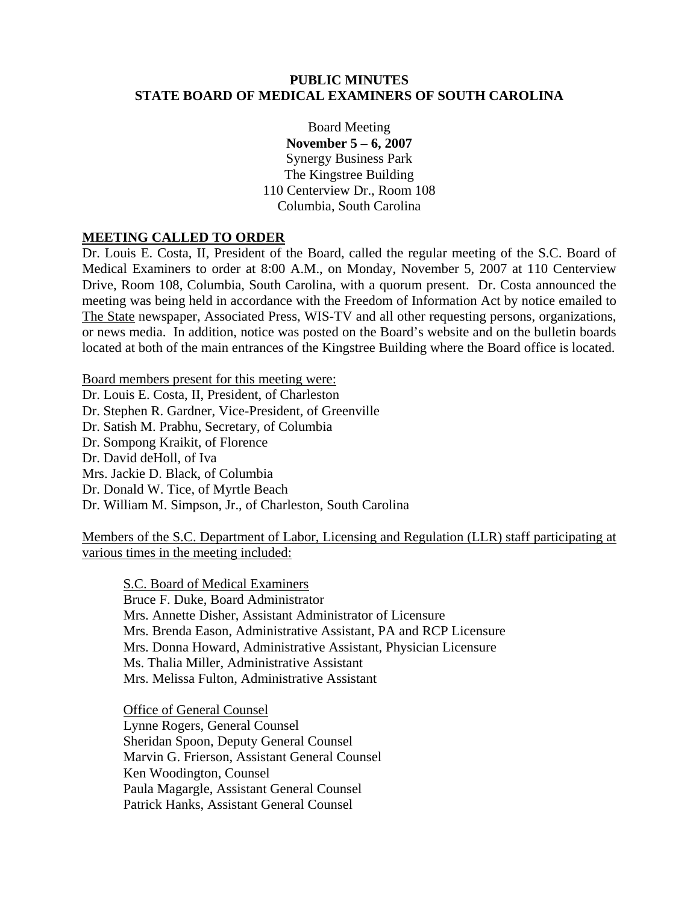**PUBLIC MINUTES**
**STATE BOARD OF MEDICAL EXAMINERS OF SOUTH CAROLINA**

Board Meeting
**November 5 – 6, 2007**
Synergy Business Park
The Kingstree Building
110 Centerview Dr., Room 108
Columbia, South Carolina

## MEETING CALLED TO ORDER

Dr. Louis E. Costa, II, President of the Board, called the regular meeting of the S.C. Board of Medical Examiners to order at 8:00 A.M., on Monday, November 5, 2007 at 110 Centerview Drive, Room 108, Columbia, South Carolina, with a quorum present. Dr. Costa announced the meeting was being held in accordance with the Freedom of Information Act by notice emailed to The State newspaper, Associated Press, WIS-TV and all other requesting persons, organizations, or news media. In addition, notice was posted on the Board's website and on the bulletin boards located at both of the main entrances of the Kingstree Building where the Board office is located.

Board members present for this meeting were:
Dr. Louis E. Costa, II, President, of Charleston
Dr. Stephen R. Gardner, Vice-President, of Greenville
Dr. Satish M. Prabhu, Secretary, of Columbia
Dr. Sompong Kraikit, of Florence
Dr. David deHoll, of Iva
Mrs. Jackie D. Black, of Columbia
Dr. Donald W. Tice, of Myrtle Beach
Dr. William M. Simpson, Jr., of Charleston, South Carolina

Members of the S.C. Department of Labor, Licensing and Regulation (LLR) staff participating at various times in the meeting included:

S.C. Board of Medical Examiners
Bruce F. Duke, Board Administrator
Mrs. Annette Disher, Assistant Administrator of Licensure
Mrs. Brenda Eason, Administrative Assistant, PA and RCP Licensure
Mrs. Donna Howard, Administrative Assistant, Physician Licensure
Ms. Thalia Miller, Administrative Assistant
Mrs. Melissa Fulton, Administrative Assistant

Office of General Counsel
Lynne Rogers, General Counsel
Sheridan Spoon, Deputy General Counsel
Marvin G. Frierson, Assistant General Counsel
Ken Woodington, Counsel
Paula Magargle, Assistant General Counsel
Patrick Hanks, Assistant General Counsel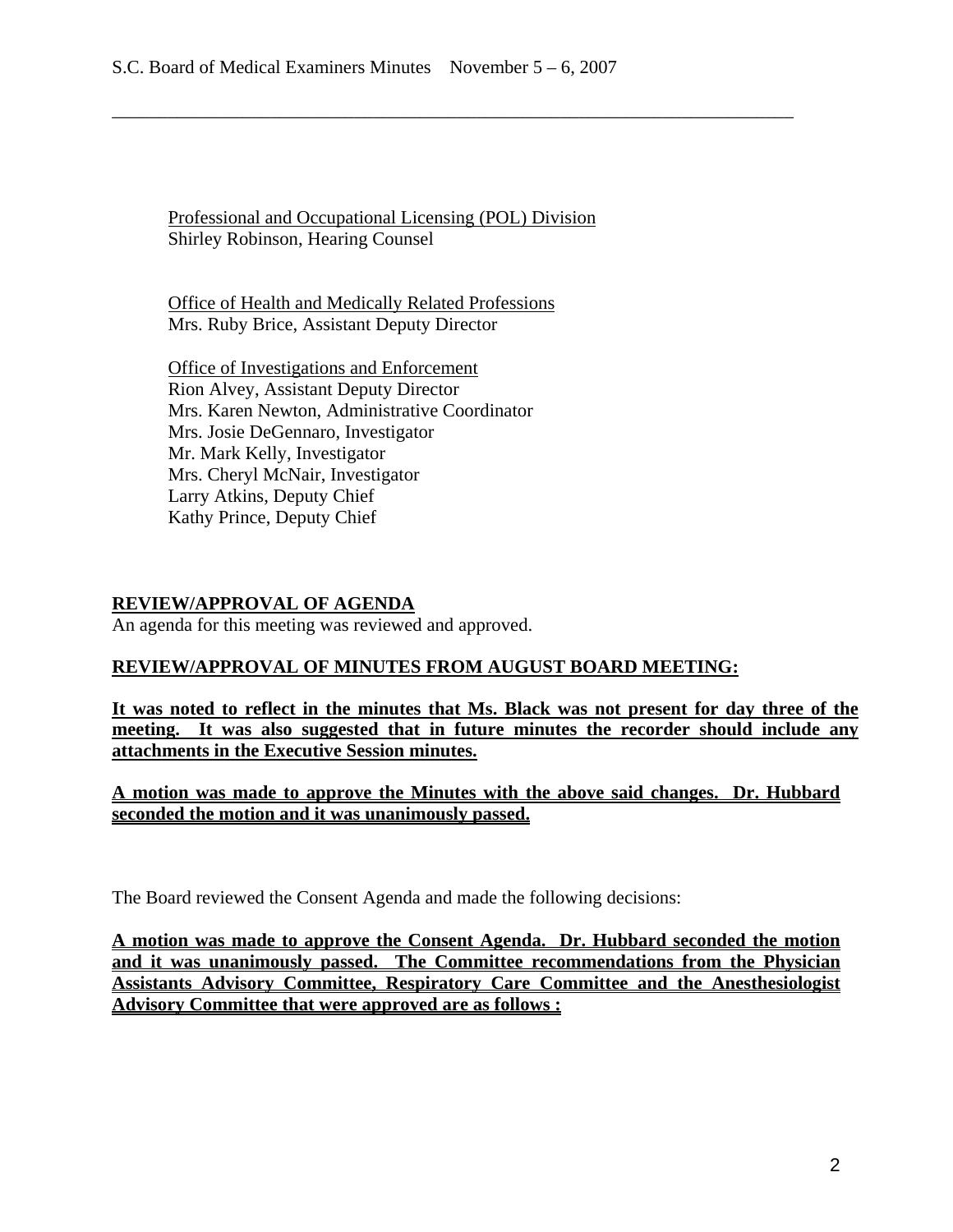Professional and Occupational Licensing (POL) Division
Shirley Robinson, Hearing Counsel

Office of Health and Medically Related Professions
Mrs. Ruby Brice, Assistant Deputy Director

Office of Investigations and Enforcement
Rion Alvey, Assistant Deputy Director
Mrs. Karen Newton, Administrative Coordinator
Mrs. Josie DeGennaro, Investigator
Mr. Mark Kelly, Investigator
Mrs. Cheryl McNair, Investigator
Larry Atkins, Deputy Chief
Kathy Prince, Deputy Chief

**REVIEW/APPROVAL OF AGENDA**

An agenda for this meeting was reviewed and approved.

**REVIEW/APPROVAL OF MINUTES FROM AUGUST BOARD MEETING:**

**It was noted to reflect in the minutes that Ms. Black was not present for day three of the meeting. It was also suggested that in future minutes the recorder should include any attachments in the Executive Session minutes.**

**A motion was made to approve the Minutes with the above said changes. Dr. Hubbard seconded the motion and it was unanimously passed.**

The Board reviewed the Consent Agenda and made the following decisions:

**A motion was made to approve the Consent Agenda. Dr. Hubbard seconded the motion and it was unanimously passed. The Committee recommendations from the Physician Assistants Advisory Committee, Respiratory Care Committee and the Anesthesiologist Advisory Committee that were approved are as follows :**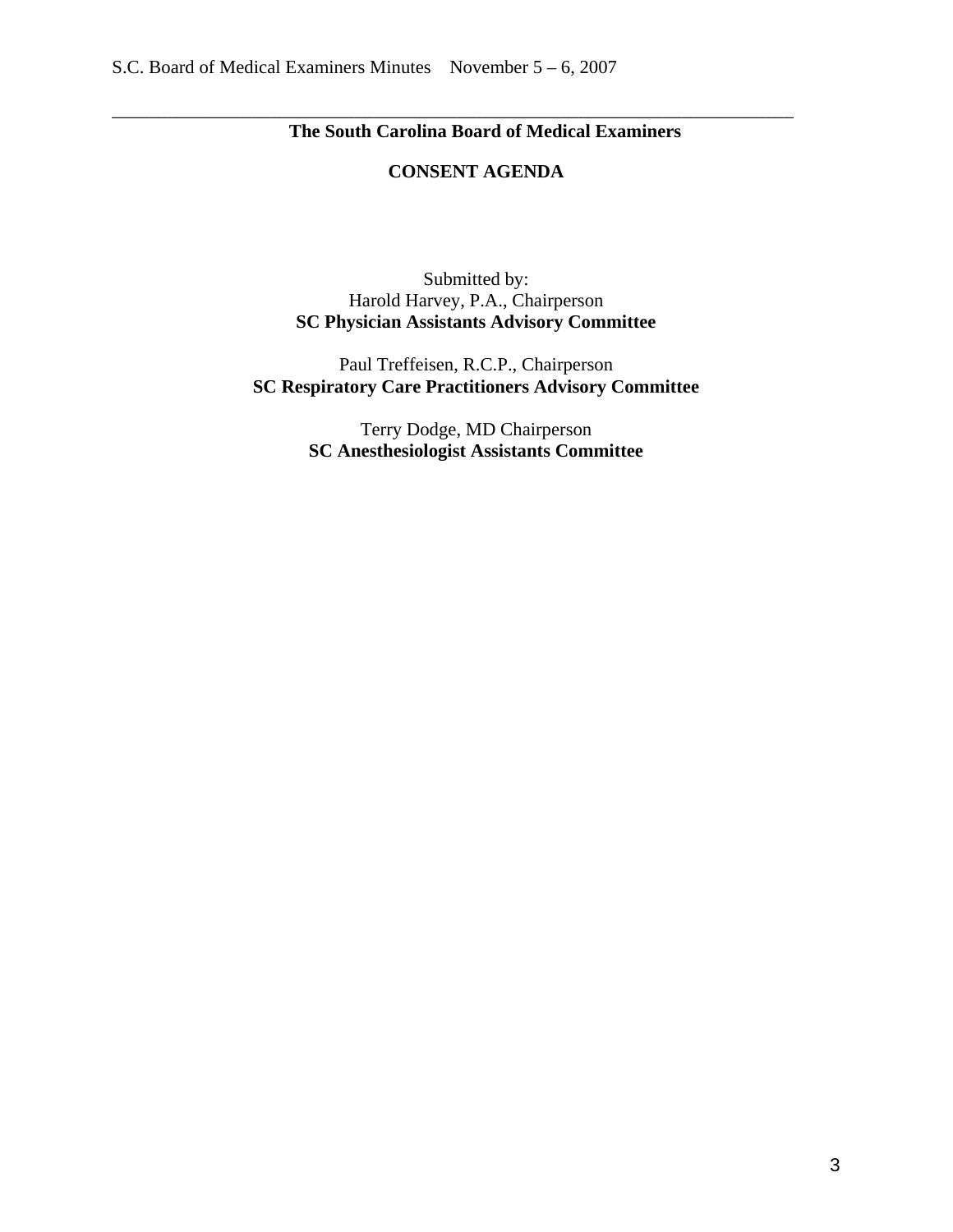**The South Carolina Board of Medical Examiners**

**CONSENT AGENDA**

Submitted by:
Harold Harvey, P.A., Chairperson
**SC Physician Assistants Advisory Committee**

Paul Treffeisen, R.C.P., Chairperson
**SC Respiratory Care Practitioners Advisory Committee**

Terry Dodge, MD Chairperson
**SC Anesthesiologist Assistants Committee**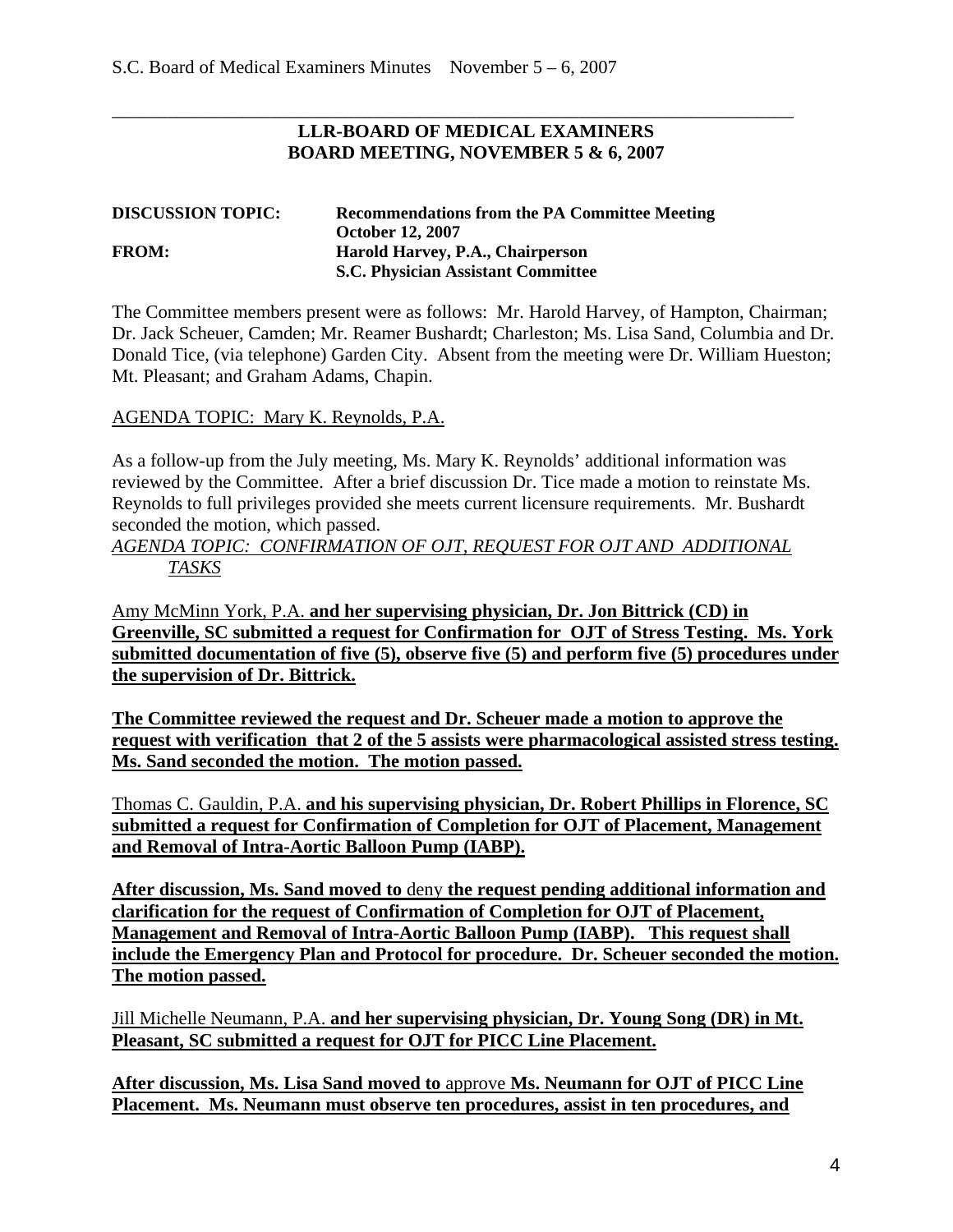**LLR-BOARD OF MEDICAL EXAMINERS**
**BOARD MEETING, NOVEMBER 5 & 6, 2007**

**DISCUSSION TOPIC:** **Recommendations from the PA Committee Meeting October 12, 2007**
**FROM:** **Harold Harvey, P.A., Chairperson S.C. Physician Assistant Committee**

The Committee members present were as follows: Mr. Harold Harvey, of Hampton, Chairman; Dr. Jack Scheuer, Camden; Mr. Reamer Bushardt; Charleston; Ms. Lisa Sand, Columbia and Dr. Donald Tice, (via telephone) Garden City. Absent from the meeting were Dr. William Hueston; Mt. Pleasant; and Graham Adams, Chapin.

<u>AGENDA TOPIC: Mary K. Reynolds, P.A.</u>

As a follow-up from the July meeting, Ms. Mary K. Reynolds' additional information was reviewed by the Committee. After a brief discussion Dr. Tice made a motion to reinstate Ms. Reynolds to full privileges provided she meets current licensure requirements. Mr. Bushardt seconded the motion, which passed.

*<u>AGENDA TOPIC: CONFIRMATION OF OJT, REQUEST FOR OJT AND ADDITIONAL TASKS</u>*

<u>Amy McMinn York, P.A.</u> **<u>and her supervising physician, Dr. Jon Bittrick (CD) in Greenville, SC submitted a request for Confirmation for OJT of Stress Testing. Ms. York submitted documentation of five (5), observe five (5) and perform five (5) procedures under the supervision of Dr. Bittrick.</u>**

**<u>The Committee reviewed the request and Dr. Scheuer made a motion to approve the request with verification that 2 of the 5 assists were pharmacological assisted stress testing. Ms. Sand seconded the motion. The motion passed.</u>**

<u>Thomas C. Gauldin, P.A.</u> **<u>and his supervising physician, Dr. Robert Phillips in Florence, SC submitted a request for Confirmation of Completion for OJT of Placement, Management and Removal of Intra-Aortic Balloon Pump (IABP).</u>**

**<u>After discussion, Ms. Sand moved to</u>** <u>deny</u> **<u>the request pending additional information and clarification for the request of Confirmation of Completion for OJT of Placement, Management and Removal of Intra-Aortic Balloon Pump (IABP). This request shall include the Emergency Plan and Protocol for procedure. Dr. Scheuer seconded the motion. The motion passed.</u>**

<u>Jill Michelle Neumann, P.A.</u> **<u>and her supervising physician, Dr. Young Song (DR) in Mt. Pleasant, SC submitted a request for OJT for PICC Line Placement.</u>**

**<u>After discussion, Ms. Lisa Sand moved to</u>** <u>approve</u> **<u>Ms. Neumann for OJT of PICC Line Placement. Ms. Neumann must observe ten procedures, assist in ten procedures, and</u>**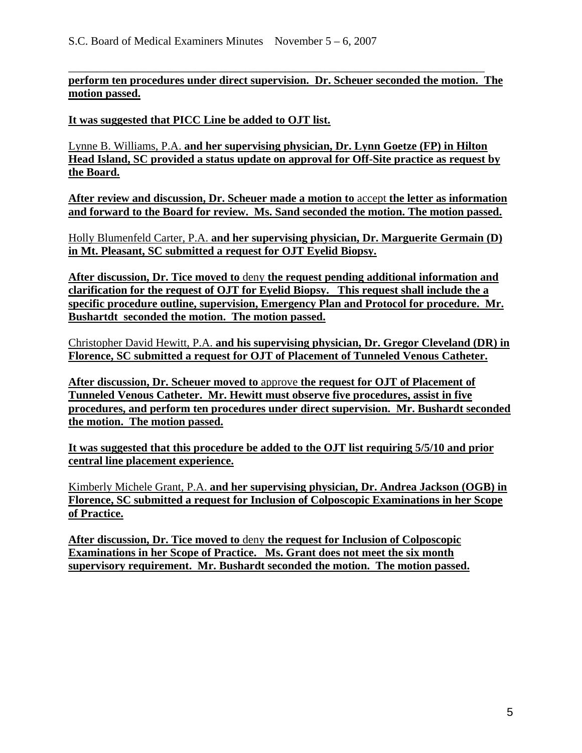**perform ten procedures under direct supervision. Dr. Scheuer seconded the motion. The motion passed.**

**It was suggested that PICC Line be added to OJT list.**

Lynne B. Williams, P.A. **and her supervising physician, Dr. Lynn Goetze (FP) in Hilton Head Island, SC provided a status update on approval for Off-Site practice as request by the Board.**

**After review and discussion, Dr. Scheuer made a motion to** accept **the letter as information and forward to the Board for review. Ms. Sand seconded the motion. The motion passed.**

Holly Blumenfeld Carter, P.A. **and her supervising physician, Dr. Marguerite Germain (D) in Mt. Pleasant, SC submitted a request for OJT Eyelid Biopsy.**

**After discussion, Dr. Tice moved to** deny **the request pending additional information and clarification for the request of OJT for Eyelid Biopsy. This request shall include the a specific procedure outline, supervision, Emergency Plan and Protocol for procedure. Mr. Bushartdt seconded the motion. The motion passed.**

Christopher David Hewitt, P.A. **and his supervising physician, Dr. Gregor Cleveland (DR) in Florence, SC submitted a request for OJT of Placement of Tunneled Venous Catheter.**

**After discussion, Dr. Scheuer moved to** approve **the request for OJT of Placement of Tunneled Venous Catheter. Mr. Hewitt must observe five procedures, assist in five procedures, and perform ten procedures under direct supervision. Mr. Bushardt seconded the motion. The motion passed.**

**It was suggested that this procedure be added to the OJT list requiring 5/5/10 and prior central line placement experience.**

Kimberly Michele Grant, P.A. **and her supervising physician, Dr. Andrea Jackson (OGB) in Florence, SC submitted a request for Inclusion of Colposcopic Examinations in her Scope of Practice.**

**After discussion, Dr. Tice moved to** deny **the request for Inclusion of Colposcopic Examinations in her Scope of Practice. Ms. Grant does not meet the six month supervisory requirement. Mr. Bushardt seconded the motion. The motion passed.**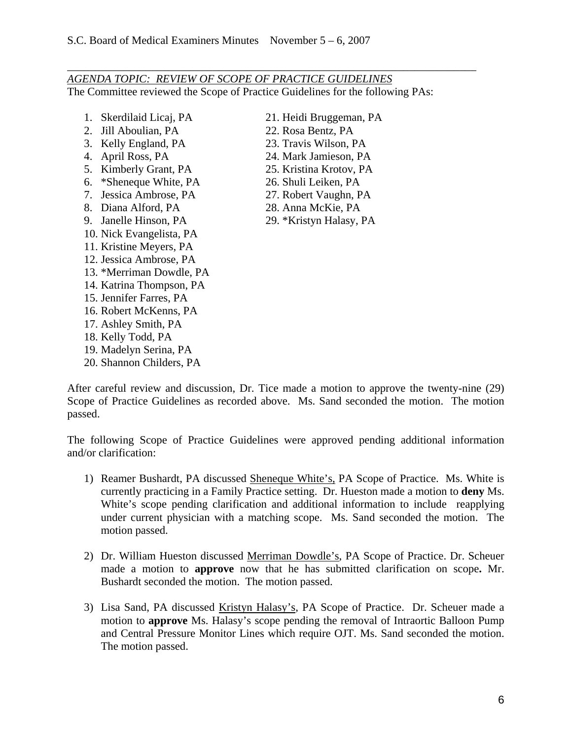## *AGENDA TOPIC: REVIEW OF SCOPE OF PRACTICE GUIDELINES*

The Committee reviewed the Scope of Practice Guidelines for the following PAs:

1. Skerdilaid Licaj, PA
2. Jill Aboulian, PA
3. Kelly England, PA
4. April Ross, PA
5. Kimberly Grant, PA
6. *Sheneque White, PA
7. Jessica Ambrose, PA
8. Diana Alford, PA
9. Janelle Hinson, PA
10. Nick Evangelista, PA
11. Kristine Meyers, PA
12. Jessica Ambrose, PA
13. *Merriman Dowdle, PA
14. Katrina Thompson, PA
15. Jennifer Farres, PA
16. Robert McKenns, PA
17. Ashley Smith, PA
18. Kelly Todd, PA
19. Madelyn Serina, PA
20. Shannon Childers, PA
21. Heidi Bruggeman, PA
22. Rosa Bentz, PA
23. Travis Wilson, PA
24. Mark Jamieson, PA
25. Kristina Krotov, PA
26. Shuli Leiken, PA
27. Robert Vaughn, PA
28. Anna McKie, PA
29. *Kristyn Halasy, PA

After careful review and discussion, Dr. Tice made a motion to approve the twenty-nine (29) Scope of Practice Guidelines as recorded above. Ms. Sand seconded the motion. The motion passed.

The following Scope of Practice Guidelines were approved pending additional information and/or clarification:

1) Reamer Bushardt, PA discussed Sheneque White's, PA Scope of Practice. Ms. White is currently practicing in a Family Practice setting. Dr. Hueston made a motion to **deny** Ms. White's scope pending clarification and additional information to include reapplying under current physician with a matching scope. Ms. Sand seconded the motion. The motion passed.

2) Dr. William Hueston discussed Merriman Dowdle's, PA Scope of Practice. Dr. Scheuer made a motion to **approve** now that he has submitted clarification on scope**.** Mr. Bushardt seconded the motion. The motion passed.

3) Lisa Sand, PA discussed Kristyn Halasy's, PA Scope of Practice. Dr. Scheuer made a motion to **approve** Ms. Halasy's scope pending the removal of Intraortic Balloon Pump and Central Pressure Monitor Lines which require OJT. Ms. Sand seconded the motion. The motion passed.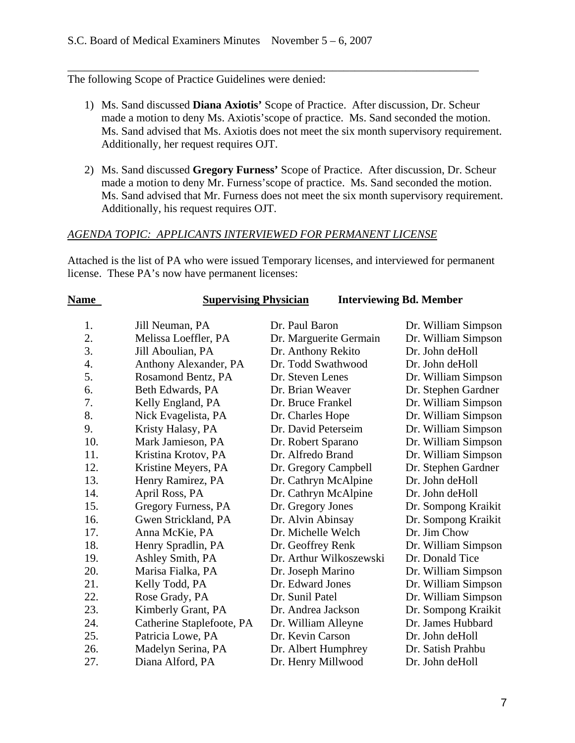The following Scope of Practice Guidelines were denied:

1) Ms. Sand discussed **Diana Axiotis'** Scope of Practice. After discussion, Dr. Scheur made a motion to deny Ms. Axiotis'scope of practice. Ms. Sand seconded the motion. Ms. Sand advised that Ms. Axiotis does not meet the six month supervisory requirement. Additionally, her request requires OJT.

2) Ms. Sand discussed **Gregory Furness'** Scope of Practice. After discussion, Dr. Scheur made a motion to deny Mr. Furness'scope of practice. Ms. Sand seconded the motion. Ms. Sand advised that Mr. Furness does not meet the six month supervisory requirement. Additionally, his request requires OJT.

*AGENDA TOPIC: APPLICANTS INTERVIEWED FOR PERMANENT LICENSE*

Attached is the list of PA who were issued Temporary licenses, and interviewed for permanent license. These PA's now have permanent licenses:

| | Name | Supervising Physician | Interviewing Bd. Member |
|---|---|---|---|
| 1. | Jill Neuman, PA | Dr. Paul Baron | Dr. William Simpson |
| 2. | Melissa Loeffler, PA | Dr. Marguerite Germain | Dr. William Simpson |
| 3. | Jill Aboulian, PA | Dr. Anthony Rekito | Dr. John deHoll |
| 4. | Anthony Alexander, PA | Dr. Todd Swathwood | Dr. John deHoll |
| 5. | Rosamond Bentz, PA | Dr. Steven Lenes | Dr. William Simpson |
| 6. | Beth Edwards, PA | Dr. Brian Weaver | Dr. Stephen Gardner |
| 7. | Kelly England, PA | Dr. Bruce Frankel | Dr. William Simpson |
| 8. | Nick Evagelista, PA | Dr. Charles Hope | Dr. William Simpson |
| 9. | Kristy Halasy, PA | Dr. David Peterseim | Dr. William Simpson |
| 10. | Mark Jamieson, PA | Dr. Robert Sparano | Dr. William Simpson |
| 11. | Kristina Krotov, PA | Dr. Alfredo Brand | Dr. William Simpson |
| 12. | Kristine Meyers, PA | Dr. Gregory Campbell | Dr. Stephen Gardner |
| 13. | Henry Ramirez, PA | Dr. Cathryn McAlpine | Dr. John deHoll |
| 14. | April Ross, PA | Dr. Cathryn McAlpine | Dr. John deHoll |
| 15. | Gregory Furness, PA | Dr. Gregory Jones | Dr. Sompong Kraikit |
| 16. | Gwen Strickland, PA | Dr. Alvin Abinsay | Dr. Sompong Kraikit |
| 17. | Anna McKie, PA | Dr. Michelle Welch | Dr. Jim Chow |
| 18. | Henry Spradlin, PA | Dr. Geoffrey Renk | Dr. William Simpson |
| 19. | Ashley Smith, PA | Dr. Arthur Wilkoszewski | Dr. Donald Tice |
| 20. | Marisa Fialka, PA | Dr. Joseph Marino | Dr. William Simpson |
| 21. | Kelly Todd, PA | Dr. Edward Jones | Dr. William Simpson |
| 22. | Rose Grady, PA | Dr. Sunil Patel | Dr. William Simpson |
| 23. | Kimberly Grant, PA | Dr. Andrea Jackson | Dr. Sompong Kraikit |
| 24. | Catherine Staplefoote, PA | Dr. William Alleyne | Dr. James Hubbard |
| 25. | Patricia Lowe, PA | Dr. Kevin Carson | Dr. John deHoll |
| 26. | Madelyn Serina, PA | Dr. Albert Humphrey | Dr. Satish Prahbu |
| 27. | Diana Alford, PA | Dr. Henry Millwood | Dr. John deHoll |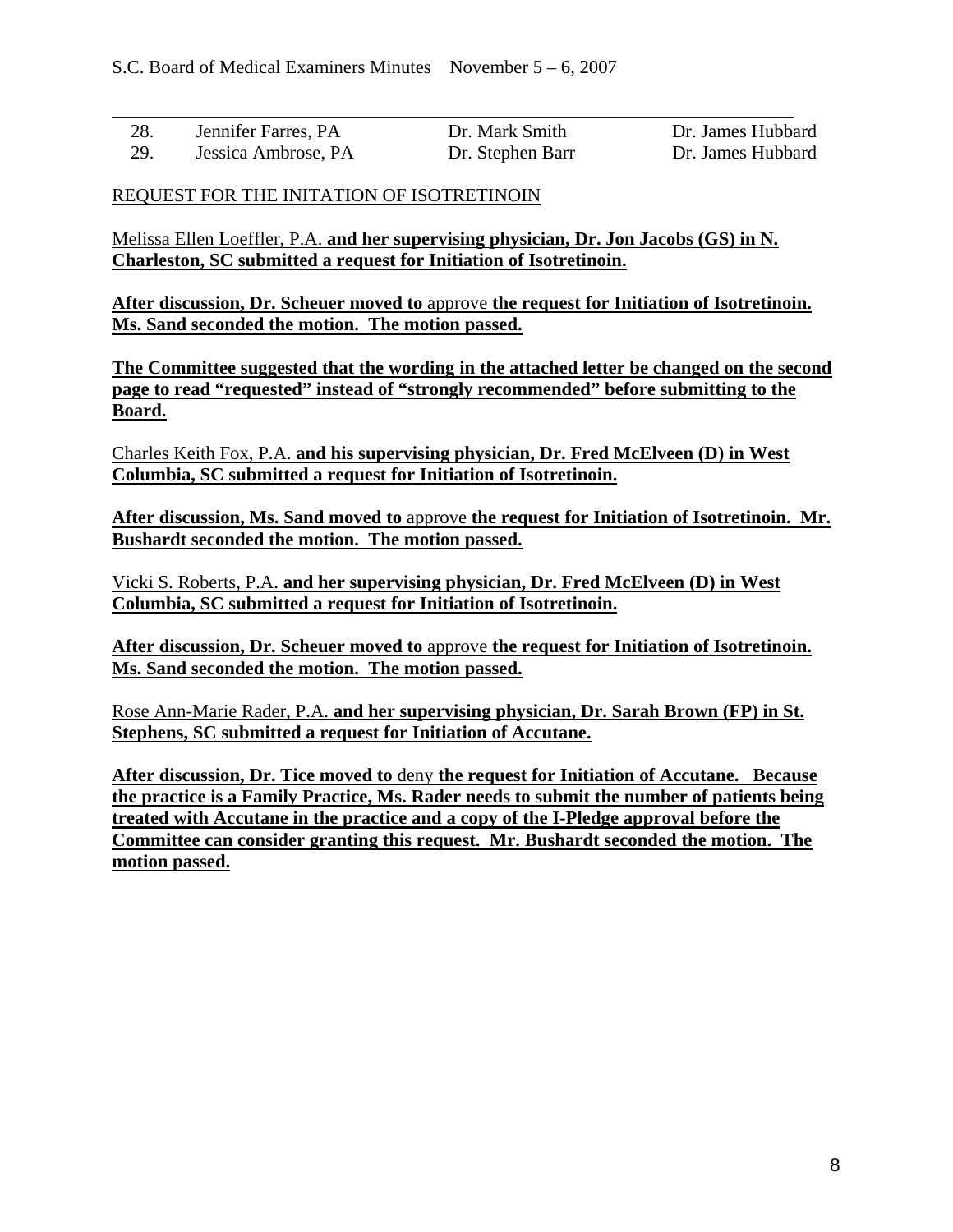| 28. | Jennifer Farres, PA | Dr. Mark Smith | Dr. James Hubbard |
|---|---|---|---|
| 29. | Jessica Ambrose, PA | Dr. Stephen Barr | Dr. James Hubbard |

REQUEST FOR THE INITATION OF ISOTRETINOIN

Melissa Ellen Loeffler, P.A. **and her supervising physician, Dr. Jon Jacobs (GS) in N. Charleston, SC submitted a request for Initiation of Isotretinoin.**

**After discussion, Dr. Scheuer moved to** approve **the request for Initiation of Isotretinoin. Ms. Sand seconded the motion. The motion passed.**

**The Committee suggested that the wording in the attached letter be changed on the second page to read "requested" instead of "strongly recommended" before submitting to the Board.**

Charles Keith Fox, P.A. **and his supervising physician, Dr. Fred McElveen (D) in West Columbia, SC submitted a request for Initiation of Isotretinoin.**

**After discussion, Ms. Sand moved to** approve **the request for Initiation of Isotretinoin. Mr. Bushardt seconded the motion. The motion passed.**

Vicki S. Roberts, P.A. **and her supervising physician, Dr. Fred McElveen (D) in West Columbia, SC submitted a request for Initiation of Isotretinoin.**

**After discussion, Dr. Scheuer moved to** approve **the request for Initiation of Isotretinoin. Ms. Sand seconded the motion. The motion passed.**

Rose Ann-Marie Rader, P.A. **and her supervising physician, Dr. Sarah Brown (FP) in St. Stephens, SC submitted a request for Initiation of Accutane.**

**After discussion, Dr. Tice moved to** deny **the request for Initiation of Accutane. Because the practice is a Family Practice, Ms. Rader needs to submit the number of patients being treated with Accutane in the practice and a copy of the I-Pledge approval before the Committee can consider granting this request. Mr. Bushardt seconded the motion. The motion passed.**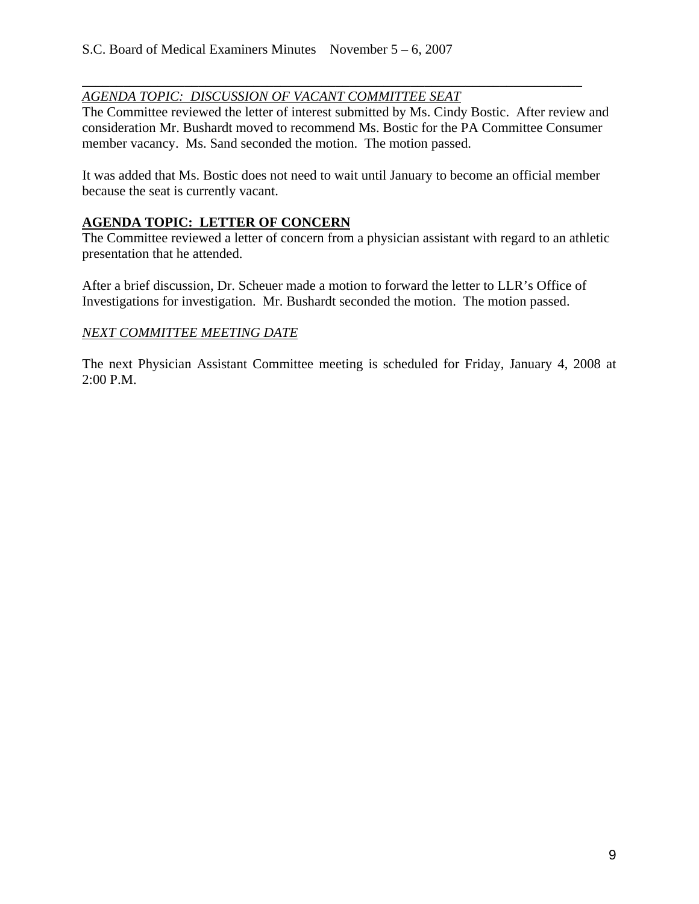*AGENDA TOPIC: DISCUSSION OF VACANT COMMITTEE SEAT*

The Committee reviewed the letter of interest submitted by Ms. Cindy Bostic. After review and consideration Mr. Bushardt moved to recommend Ms. Bostic for the PA Committee Consumer member vacancy. Ms. Sand seconded the motion. The motion passed.

It was added that Ms. Bostic does not need to wait until January to become an official member because the seat is currently vacant.

**AGENDA TOPIC: LETTER OF CONCERN**

The Committee reviewed a letter of concern from a physician assistant with regard to an athletic presentation that he attended.

After a brief discussion, Dr. Scheuer made a motion to forward the letter to LLR's Office of Investigations for investigation. Mr. Bushardt seconded the motion. The motion passed.

*NEXT COMMITTEE MEETING DATE*

The next Physician Assistant Committee meeting is scheduled for Friday, January 4, 2008 at 2:00 P.M.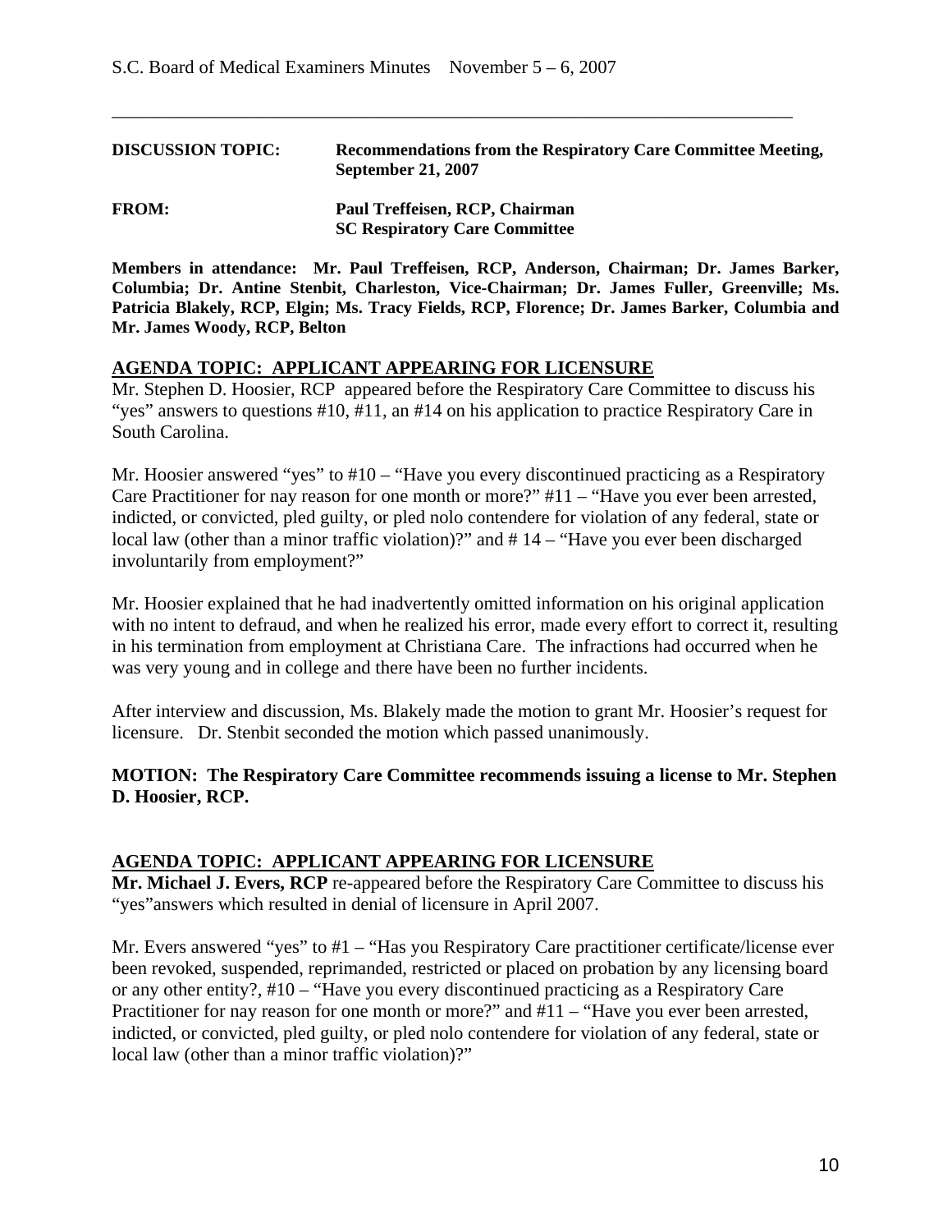**DISCUSSION TOPIC:** **Recommendations from the Respiratory Care Committee Meeting, September 21, 2007**

**FROM:** **Paul Treffeisen, RCP, Chairman**
**SC Respiratory Care Committee**

**Members in attendance: Mr. Paul Treffeisen, RCP, Anderson, Chairman; Dr. James Barker, Columbia; Dr. Antine Stenbit, Charleston, Vice-Chairman; Dr. James Fuller, Greenville; Ms. Patricia Blakely, RCP, Elgin; Ms. Tracy Fields, RCP, Florence; Dr. James Barker, Columbia and Mr. James Woody, RCP, Belton**

## AGENDA TOPIC: APPLICANT APPEARING FOR LICENSURE

Mr. Stephen D. Hoosier, RCP appeared before the Respiratory Care Committee to discuss his "yes" answers to questions #10, #11, an #14 on his application to practice Respiratory Care in South Carolina.

Mr. Hoosier answered "yes" to #10 – "Have you every discontinued practicing as a Respiratory Care Practitioner for nay reason for one month or more?" #11 – "Have you ever been arrested, indicted, or convicted, pled guilty, or pled nolo contendere for violation of any federal, state or local law (other than a minor traffic violation)?" and # 14 – "Have you ever been discharged involuntarily from employment?"

Mr. Hoosier explained that he had inadvertently omitted information on his original application with no intent to defraud, and when he realized his error, made every effort to correct it, resulting in his termination from employment at Christiana Care. The infractions had occurred when he was very young and in college and there have been no further incidents.

After interview and discussion, Ms. Blakely made the motion to grant Mr. Hoosier's request for licensure. Dr. Stenbit seconded the motion which passed unanimously.

**MOTION: The Respiratory Care Committee recommends issuing a license to Mr. Stephen D. Hoosier, RCP.**

## AGENDA TOPIC: APPLICANT APPEARING FOR LICENSURE

**Mr. Michael J. Evers, RCP** re-appeared before the Respiratory Care Committee to discuss his "yes"answers which resulted in denial of licensure in April 2007.

Mr. Evers answered "yes" to #1 – "Has you Respiratory Care practitioner certificate/license ever been revoked, suspended, reprimanded, restricted or placed on probation by any licensing board or any other entity?, #10 – "Have you every discontinued practicing as a Respiratory Care Practitioner for nay reason for one month or more?" and #11 – "Have you ever been arrested, indicted, or convicted, pled guilty, or pled nolo contendere for violation of any federal, state or local law (other than a minor traffic violation)?"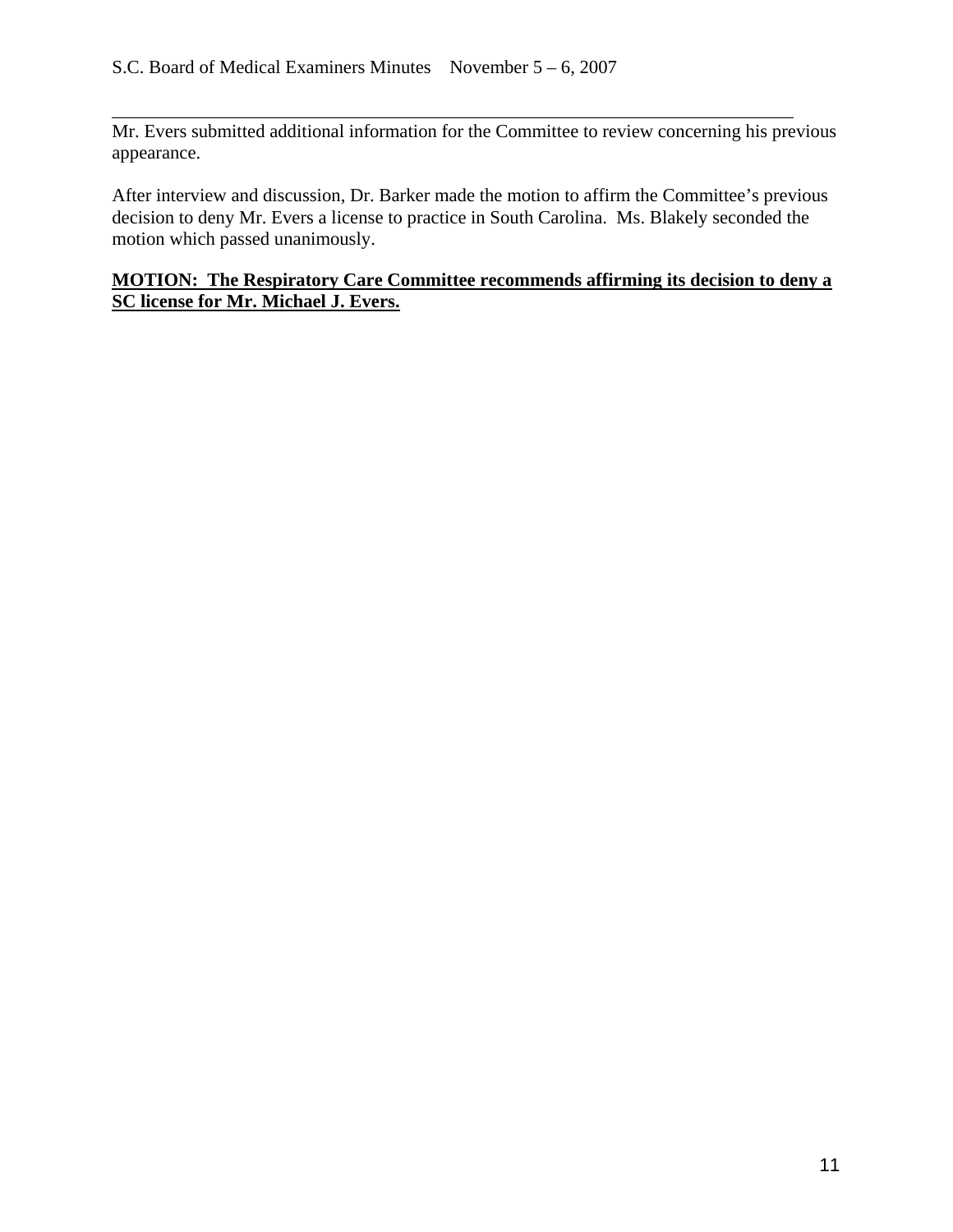Mr. Evers submitted additional information for the Committee to review concerning his previous appearance.

After interview and discussion, Dr. Barker made the motion to affirm the Committee's previous decision to deny Mr. Evers a license to practice in South Carolina. Ms. Blakely seconded the motion which passed unanimously.

**MOTION: The Respiratory Care Committee recommends affirming its decision to deny a SC license for Mr. Michael J. Evers.**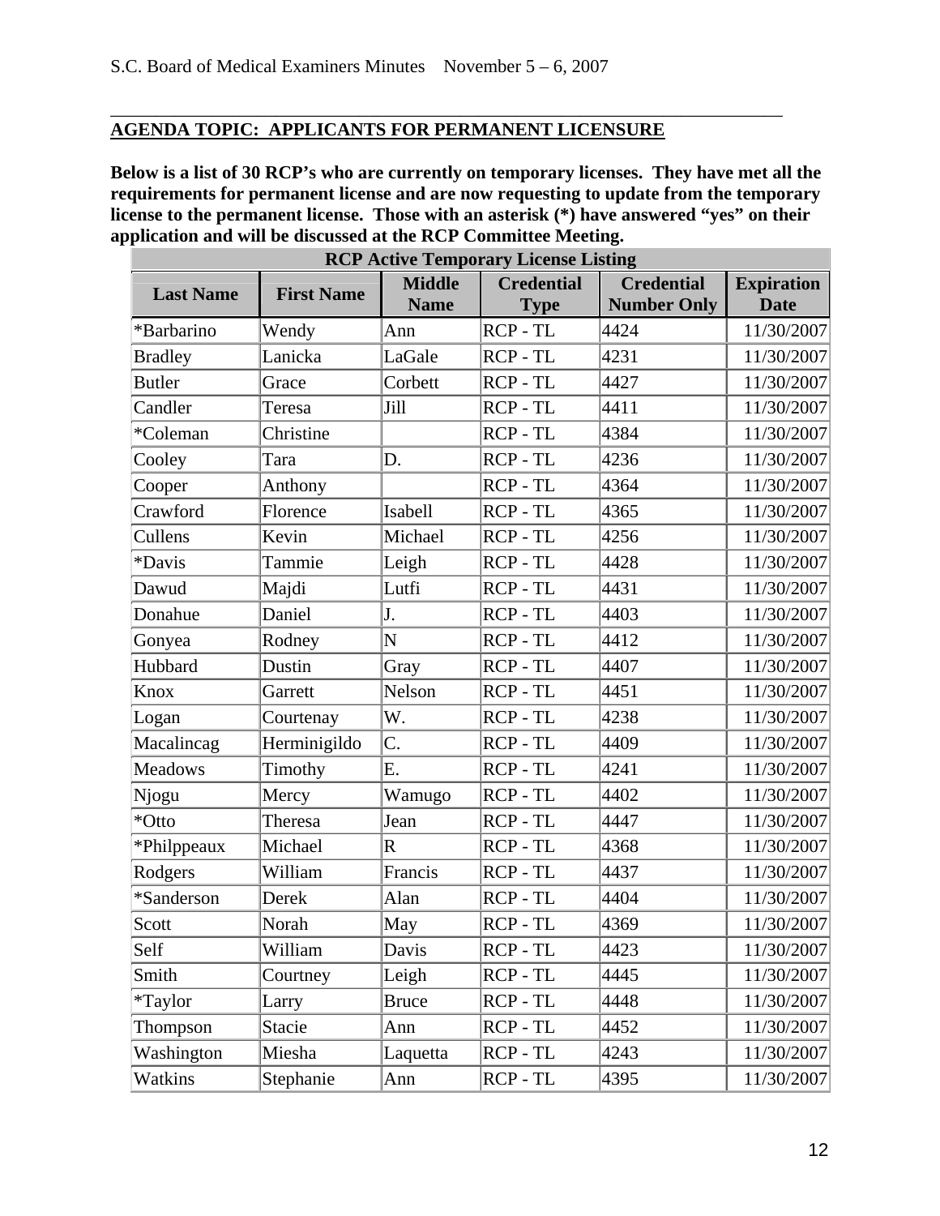## AGENDA TOPIC: APPLICANTS FOR PERMANENT LICENSURE

**Below is a list of 30 RCP's who are currently on temporary licenses. They have met all the requirements for permanent license and are now requesting to update from the temporary license to the permanent license. Those with an asterisk (*) have answered "yes" on their application and will be discussed at the RCP Committee Meeting.**

| RCP Active Temporary License Listing | | | | | |
|---|---|---|---|---|---|
| **Last Name** | **First Name** | **Middle Name** | **Credential Type** | **Credential Number Only** | **Expiration Date** |
| *Barbarino | Wendy | Ann | RCP - TL | 4424 | 11/30/2007 |
| Bradley | Lanicka | LaGale | RCP - TL | 4231 | 11/30/2007 |
| Butler | Grace | Corbett | RCP - TL | 4427 | 11/30/2007 |
| Candler | Teresa | Jill | RCP - TL | 4411 | 11/30/2007 |
| *Coleman | Christine | | RCP - TL | 4384 | 11/30/2007 |
| Cooley | Tara | D. | RCP - TL | 4236 | 11/30/2007 |
| Cooper | Anthony | | RCP - TL | 4364 | 11/30/2007 |
| Crawford | Florence | Isabell | RCP - TL | 4365 | 11/30/2007 |
| Cullens | Kevin | Michael | RCP - TL | 4256 | 11/30/2007 |
| *Davis | Tammie | Leigh | RCP - TL | 4428 | 11/30/2007 |
| Dawud | Majdi | Lutfi | RCP - TL | 4431 | 11/30/2007 |
| Donahue | Daniel | J. | RCP - TL | 4403 | 11/30/2007 |
| Gonyea | Rodney | N | RCP - TL | 4412 | 11/30/2007 |
| Hubbard | Dustin | Gray | RCP - TL | 4407 | 11/30/2007 |
| Knox | Garrett | Nelson | RCP - TL | 4451 | 11/30/2007 |
| Logan | Courtenay | W. | RCP - TL | 4238 | 11/30/2007 |
| Macalincag | Herminigildo | C. | RCP - TL | 4409 | 11/30/2007 |
| Meadows | Timothy | E. | RCP - TL | 4241 | 11/30/2007 |
| Njogu | Mercy | Wamugo | RCP - TL | 4402 | 11/30/2007 |
| *Otto | Theresa | Jean | RCP - TL | 4447 | 11/30/2007 |
| *Philppeaux | Michael | R | RCP - TL | 4368 | 11/30/2007 |
| Rodgers | William | Francis | RCP - TL | 4437 | 11/30/2007 |
| *Sanderson | Derek | Alan | RCP - TL | 4404 | 11/30/2007 |
| Scott | Norah | May | RCP - TL | 4369 | 11/30/2007 |
| Self | William | Davis | RCP - TL | 4423 | 11/30/2007 |
| Smith | Courtney | Leigh | RCP - TL | 4445 | 11/30/2007 |
| *Taylor | Larry | Bruce | RCP - TL | 4448 | 11/30/2007 |
| Thompson | Stacie | Ann | RCP - TL | 4452 | 11/30/2007 |
| Washington | Miesha | Laquetta | RCP - TL | 4243 | 11/30/2007 |
| Watkins | Stephanie | Ann | RCP - TL | 4395 | 11/30/2007 |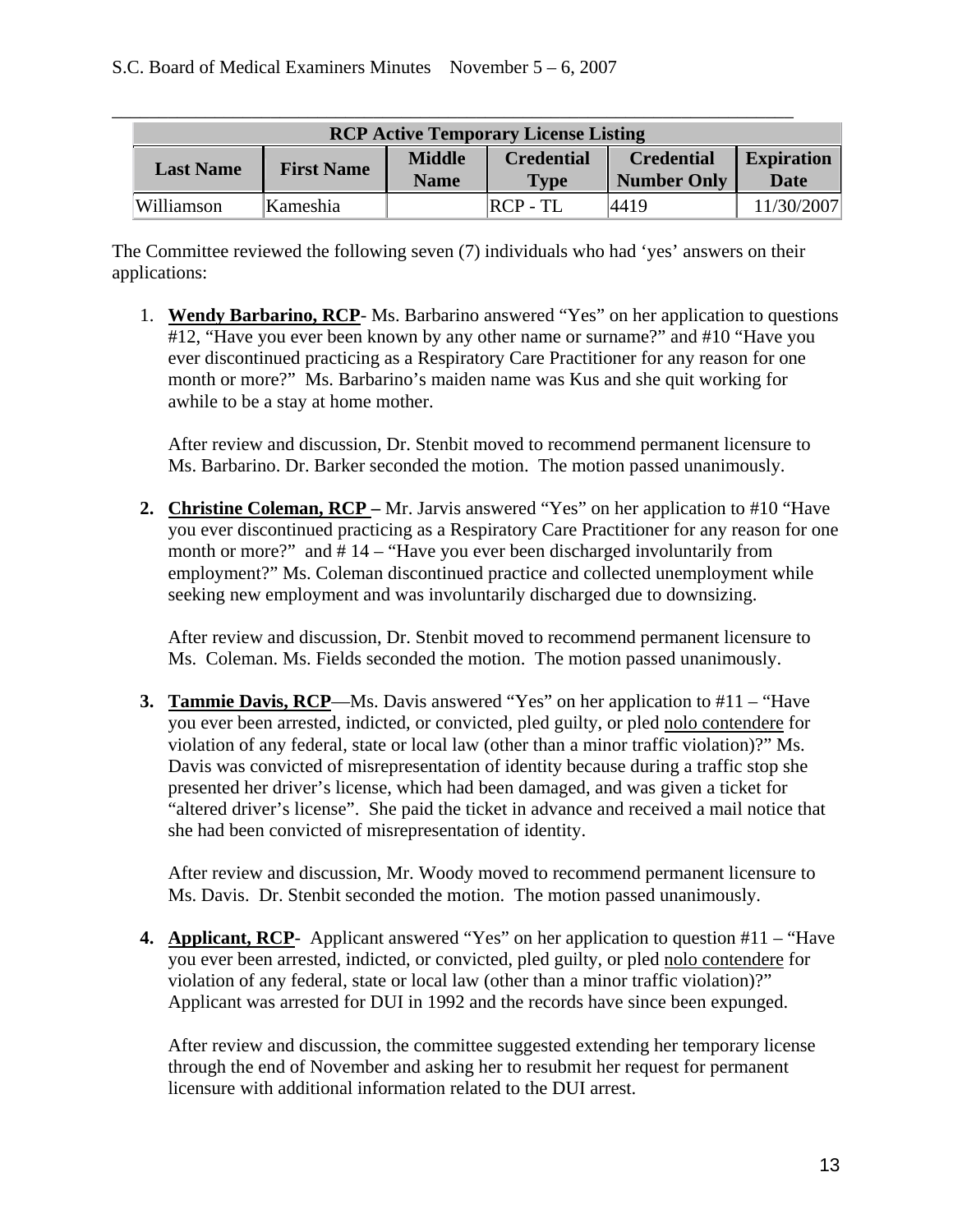| RCP Active Temporary License Listing | | | | | |
| --- | --- | --- | --- | --- | --- |
| **Last Name** | **First Name** | **Middle Name** | **Credential Type** | **Credential Number Only** | **Expiration Date** |
| Williamson | Kameshia | | RCP - TL | 4419 | 11/30/2007 |

The Committee reviewed the following seven (7) individuals who had 'yes' answers on their applications:

1. **Wendy Barbarino, RCP**- Ms. Barbarino answered "Yes" on her application to questions #12, "Have you ever been known by any other name or surname?" and #10 "Have you ever discontinued practicing as a Respiratory Care Practitioner for any reason for one month or more?" Ms. Barbarino's maiden name was Kus and she quit working for awhile to be a stay at home mother.

   After review and discussion, Dr. Stenbit moved to recommend permanent licensure to Ms. Barbarino. Dr. Barker seconded the motion. The motion passed unanimously.

2. **Christine Coleman, RCP –** Mr. Jarvis answered "Yes" on her application to #10 "Have you ever discontinued practicing as a Respiratory Care Practitioner for any reason for one month or more?" and # 14 – "Have you ever been discharged involuntarily from employment?" Ms. Coleman discontinued practice and collected unemployment while seeking new employment and was involuntarily discharged due to downsizing.

   After review and discussion, Dr. Stenbit moved to recommend permanent licensure to Ms. Coleman. Ms. Fields seconded the motion. The motion passed unanimously.

3. **Tammie Davis, RCP**—Ms. Davis answered "Yes" on her application to #11 – "Have you ever been arrested, indicted, or convicted, pled guilty, or pled nolo contendere for violation of any federal, state or local law (other than a minor traffic violation)?" Ms. Davis was convicted of misrepresentation of identity because during a traffic stop she presented her driver's license, which had been damaged, and was given a ticket for "altered driver's license". She paid the ticket in advance and received a mail notice that she had been convicted of misrepresentation of identity.

   After review and discussion, Mr. Woody moved to recommend permanent licensure to Ms. Davis. Dr. Stenbit seconded the motion. The motion passed unanimously.

4. **Applicant, RCP**- Applicant answered "Yes" on her application to question #11 – "Have you ever been arrested, indicted, or convicted, pled guilty, or pled nolo contendere for violation of any federal, state or local law (other than a minor traffic violation)?" Applicant was arrested for DUI in 1992 and the records have since been expunged.

   After review and discussion, the committee suggested extending her temporary license through the end of November and asking her to resubmit her request for permanent licensure with additional information related to the DUI arrest.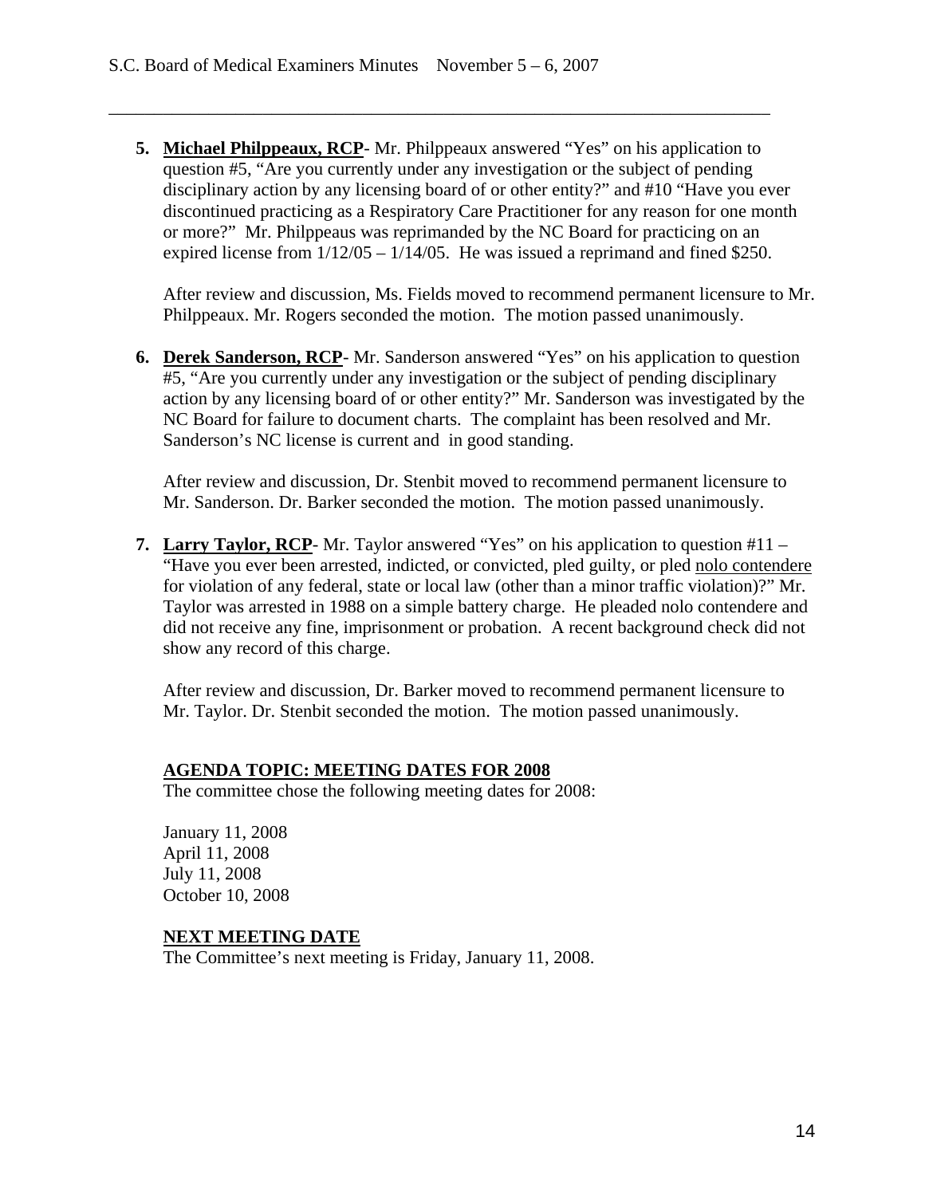5. **Michael Philppeaux, RCP**- Mr. Philppeaux answered "Yes" on his application to question #5, "Are you currently under any investigation or the subject of pending disciplinary action by any licensing board of or other entity?" and #10 "Have you ever discontinued practicing as a Respiratory Care Practitioner for any reason for one month or more?" Mr. Philppeaus was reprimanded by the NC Board for practicing on an expired license from 1/12/05 – 1/14/05. He was issued a reprimand and fined $250.

   After review and discussion, Ms. Fields moved to recommend permanent licensure to Mr. Philppeaux. Mr. Rogers seconded the motion. The motion passed unanimously.

6. **Derek Sanderson, RCP**- Mr. Sanderson answered "Yes" on his application to question #5, "Are you currently under any investigation or the subject of pending disciplinary action by any licensing board of or other entity?" Mr. Sanderson was investigated by the NC Board for failure to document charts. The complaint has been resolved and Mr. Sanderson's NC license is current and in good standing.

   After review and discussion, Dr. Stenbit moved to recommend permanent licensure to Mr. Sanderson. Dr. Barker seconded the motion. The motion passed unanimously.

7. **Larry Taylor, RCP**- Mr. Taylor answered "Yes" on his application to question #11 – "Have you ever been arrested, indicted, or convicted, pled guilty, or pled nolo contendere for violation of any federal, state or local law (other than a minor traffic violation)?" Mr. Taylor was arrested in 1988 on a simple battery charge. He pleaded nolo contendere and did not receive any fine, imprisonment or probation. A recent background check did not show any record of this charge.

   After review and discussion, Dr. Barker moved to recommend permanent licensure to Mr. Taylor. Dr. Stenbit seconded the motion. The motion passed unanimously.

**AGENDA TOPIC: MEETING DATES FOR 2008**

The committee chose the following meeting dates for 2008:

January 11, 2008
April 11, 2008
July 11, 2008
October 10, 2008

**NEXT MEETING DATE**

The Committee's next meeting is Friday, January 11, 2008.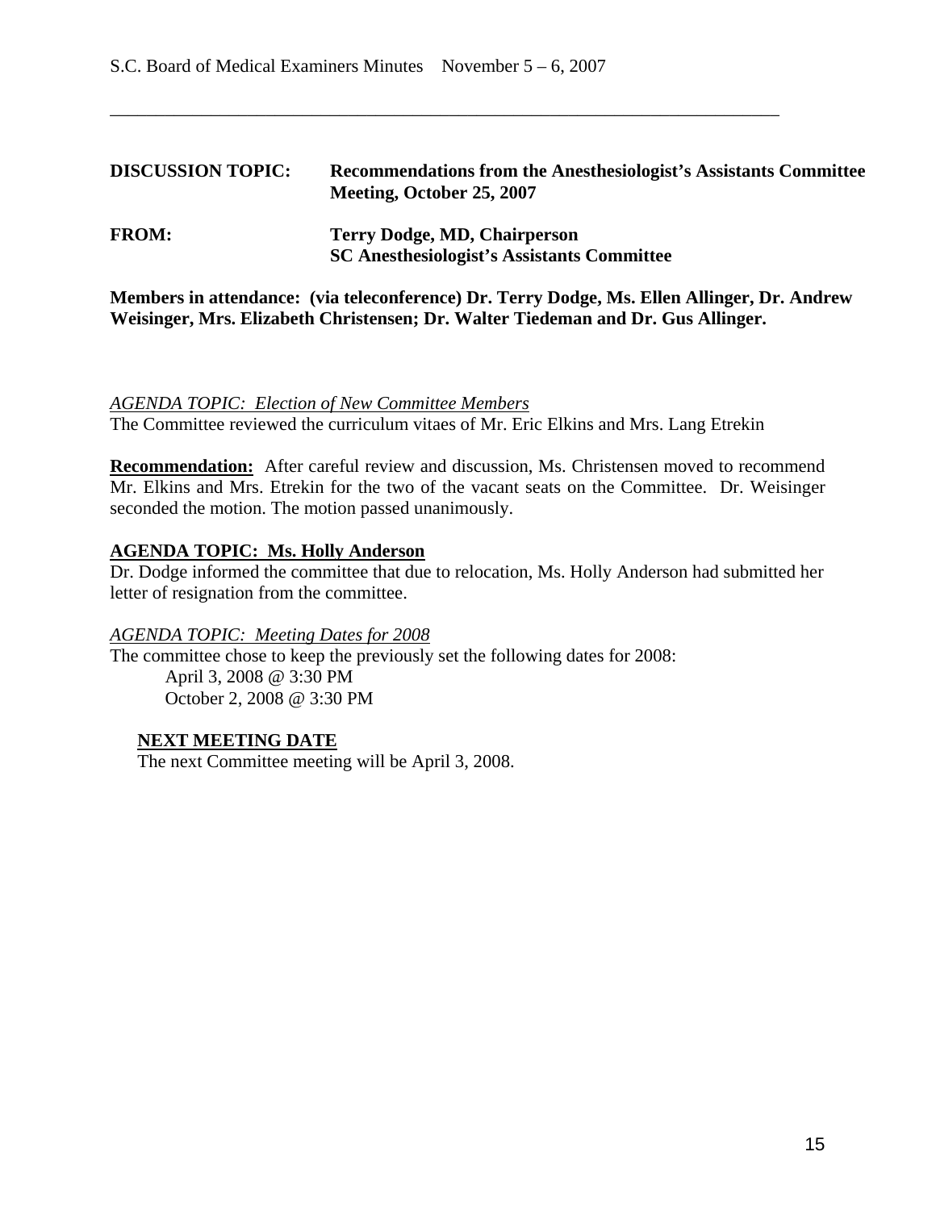**DISCUSSION TOPIC:** **Recommendations from the Anesthesiologist's Assistants Committee Meeting, October 25, 2007**

**FROM:** **Terry Dodge, MD, Chairperson**
**SC Anesthesiologist's Assistants Committee**

**Members in attendance: (via teleconference) Dr. Terry Dodge, Ms. Ellen Allinger, Dr. Andrew Weisinger, Mrs. Elizabeth Christensen; Dr. Walter Tiedeman and Dr. Gus Allinger.**

*AGENDA TOPIC: Election of New Committee Members*

The Committee reviewed the curriculum vitaes of Mr. Eric Elkins and Mrs. Lang Etrekin

**Recommendation:** After careful review and discussion, Ms. Christensen moved to recommend Mr. Elkins and Mrs. Etrekin for the two of the vacant seats on the Committee. Dr. Weisinger seconded the motion. The motion passed unanimously.

**AGENDA TOPIC: Ms. Holly Anderson**

Dr. Dodge informed the committee that due to relocation, Ms. Holly Anderson had submitted her letter of resignation from the committee.

*AGENDA TOPIC: Meeting Dates for 2008*

The committee chose to keep the previously set the following dates for 2008:

April 3, 2008 @ 3:30 PM
October 2, 2008 @ 3:30 PM

**NEXT MEETING DATE**

The next Committee meeting will be April 3, 2008.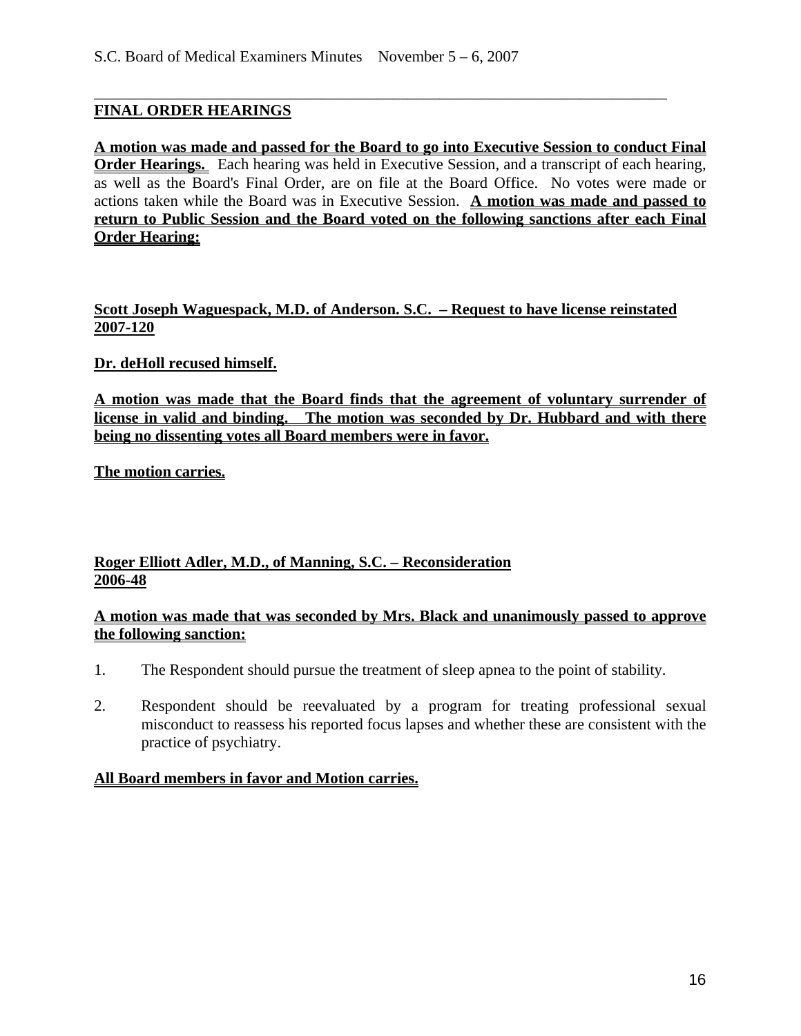## FINAL ORDER HEARINGS

**A motion was made and passed for the Board to go into Executive Session to conduct Final Order Hearings.** Each hearing was held in Executive Session, and a transcript of each hearing, as well as the Board's Final Order, are on file at the Board Office. No votes were made or actions taken while the Board was in Executive Session. **A motion was made and passed to return to Public Session and the Board voted on the following sanctions after each Final Order Hearing:**

**Scott Joseph Waguespack, M.D. of Anderson. S.C. – Request to have license reinstated 2007-120**

**Dr. deHoll recused himself.**

**A motion was made that the Board finds that the agreement of voluntary surrender of license in valid and binding. The motion was seconded by Dr. Hubbard and with there being no dissenting votes all Board members were in favor.**

**The motion carries.**

**Roger Elliott Adler, M.D., of Manning, S.C. – Reconsideration 2006-48**

**A motion was made that was seconded by Mrs. Black and unanimously passed to approve the following sanction:**

1. The Respondent should pursue the treatment of sleep apnea to the point of stability.

2. Respondent should be reevaluated by a program for treating professional sexual misconduct to reassess his reported focus lapses and whether these are consistent with the practice of psychiatry.

**All Board members in favor and Motion carries.**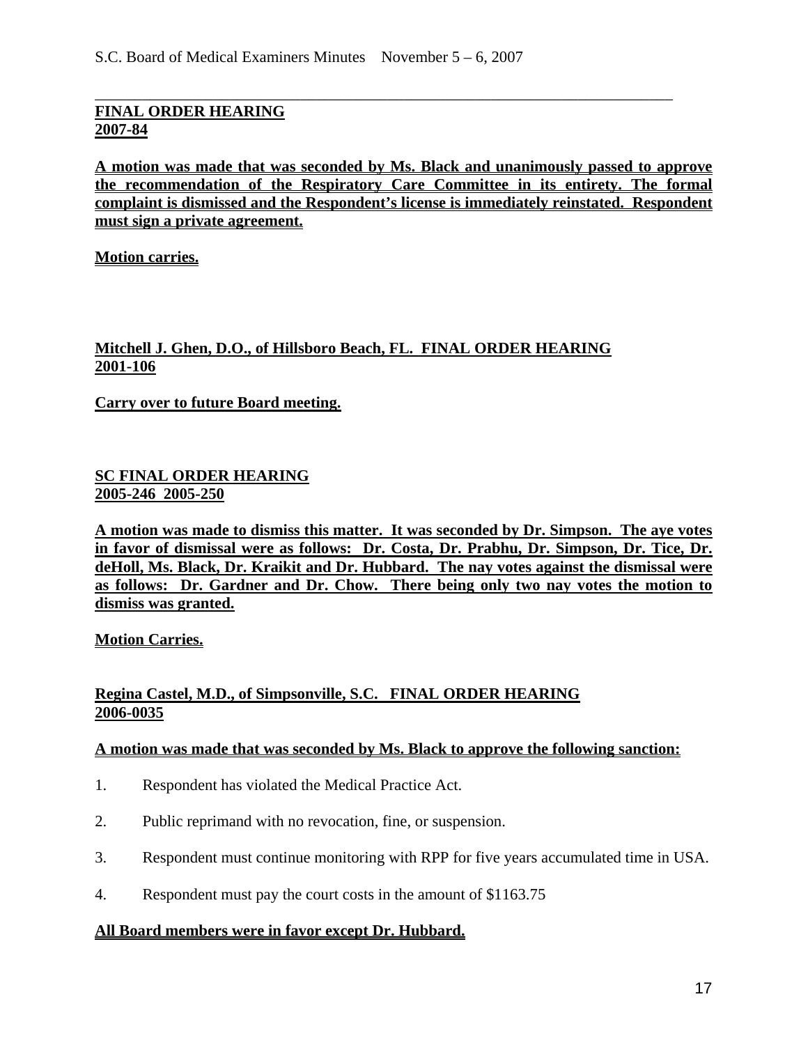**FINAL ORDER HEARING**
**2007-84**

**A motion was made that was seconded by Ms. Black and unanimously passed to approve the recommendation of the Respiratory Care Committee in its entirety. The formal complaint is dismissed and the Respondent's license is immediately reinstated. Respondent must sign a private agreement.**

**Motion carries.**

**Mitchell J. Ghen, D.O., of Hillsboro Beach, FL. FINAL ORDER HEARING**
**2001-106**

**Carry over to future Board meeting.**

**SC FINAL ORDER HEARING**
**2005-246 2005-250**

**A motion was made to dismiss this matter. It was seconded by Dr. Simpson. The aye votes in favor of dismissal were as follows: Dr. Costa, Dr. Prabhu, Dr. Simpson, Dr. Tice, Dr. deHoll, Ms. Black, Dr. Kraikit and Dr. Hubbard. The nay votes against the dismissal were as follows: Dr. Gardner and Dr. Chow. There being only two nay votes the motion to dismiss was granted.**

**Motion Carries.**

**Regina Castel, M.D., of Simpsonville, S.C. FINAL ORDER HEARING**
**2006-0035**

**A motion was made that was seconded by Ms. Black to approve the following sanction:**

1. Respondent has violated the Medical Practice Act.
2. Public reprimand with no revocation, fine, or suspension.
3. Respondent must continue monitoring with RPP for five years accumulated time in USA.
4. Respondent must pay the court costs in the amount of $1163.75

**All Board members were in favor except Dr. Hubbard.**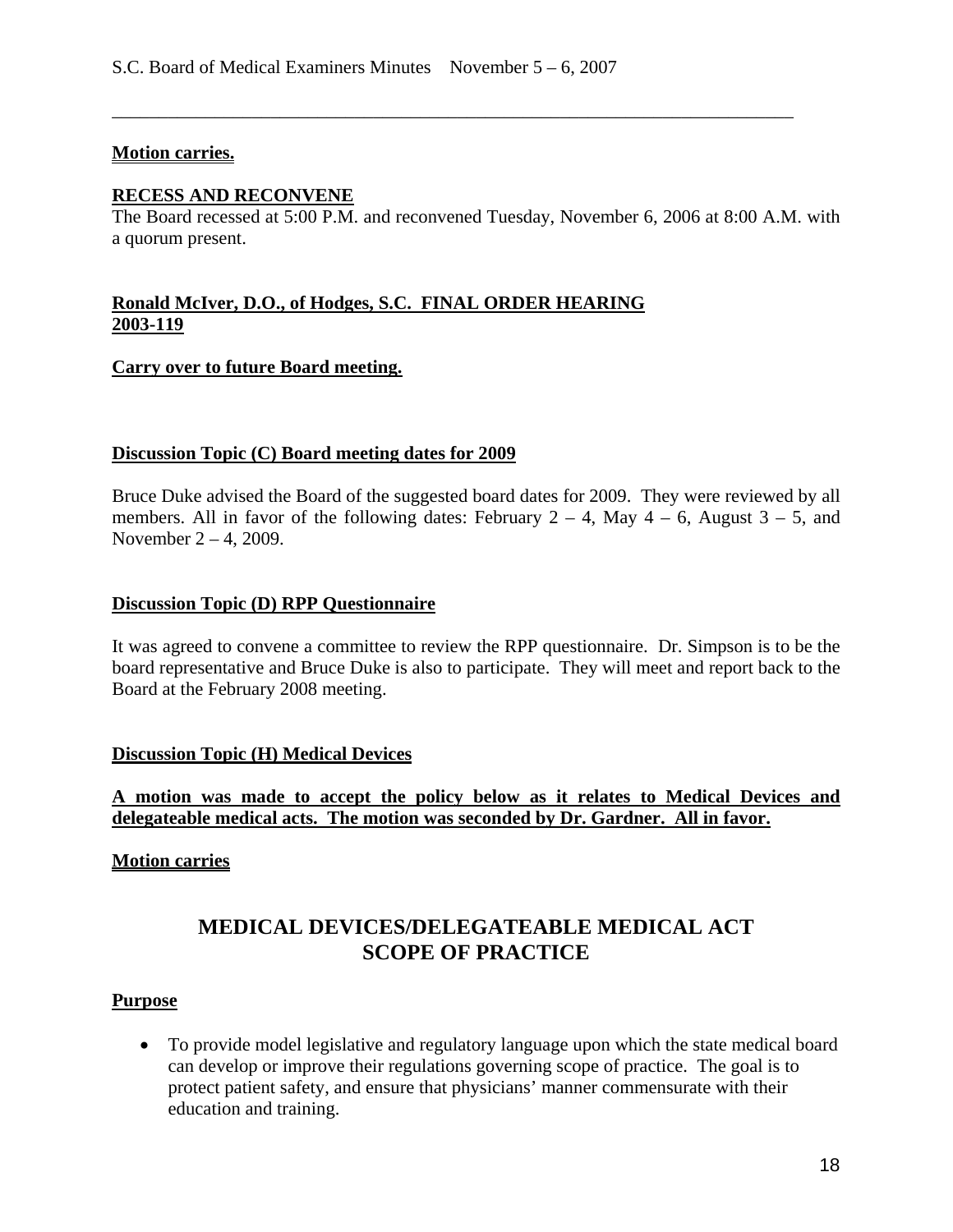**Motion carries.**

**RECESS AND RECONVENE**

The Board recessed at 5:00 P.M. and reconvened Tuesday, November 6, 2006 at 8:00 A.M. with a quorum present.

**Ronald McIver, D.O., of Hodges, S.C. FINAL ORDER HEARING 2003-119**

**Carry over to future Board meeting.**

**Discussion Topic (C) Board meeting dates for 2009**

Bruce Duke advised the Board of the suggested board dates for 2009. They were reviewed by all members. All in favor of the following dates: February 2 – 4, May 4 – 6, August 3 – 5, and November 2 – 4, 2009.

**Discussion Topic (D) RPP Questionnaire**

It was agreed to convene a committee to review the RPP questionnaire. Dr. Simpson is to be the board representative and Bruce Duke is also to participate. They will meet and report back to the Board at the February 2008 meeting.

**Discussion Topic (H) Medical Devices**

**A motion was made to accept the policy below as it relates to Medical Devices and delegateable medical acts. The motion was seconded by Dr. Gardner. All in favor.**

**Motion carries**

## MEDICAL DEVICES/DELEGATEABLE MEDICAL ACT SCOPE OF PRACTICE

**Purpose**

- To provide model legislative and regulatory language upon which the state medical board can develop or improve their regulations governing scope of practice. The goal is to protect patient safety, and ensure that physicians' manner commensurate with their education and training.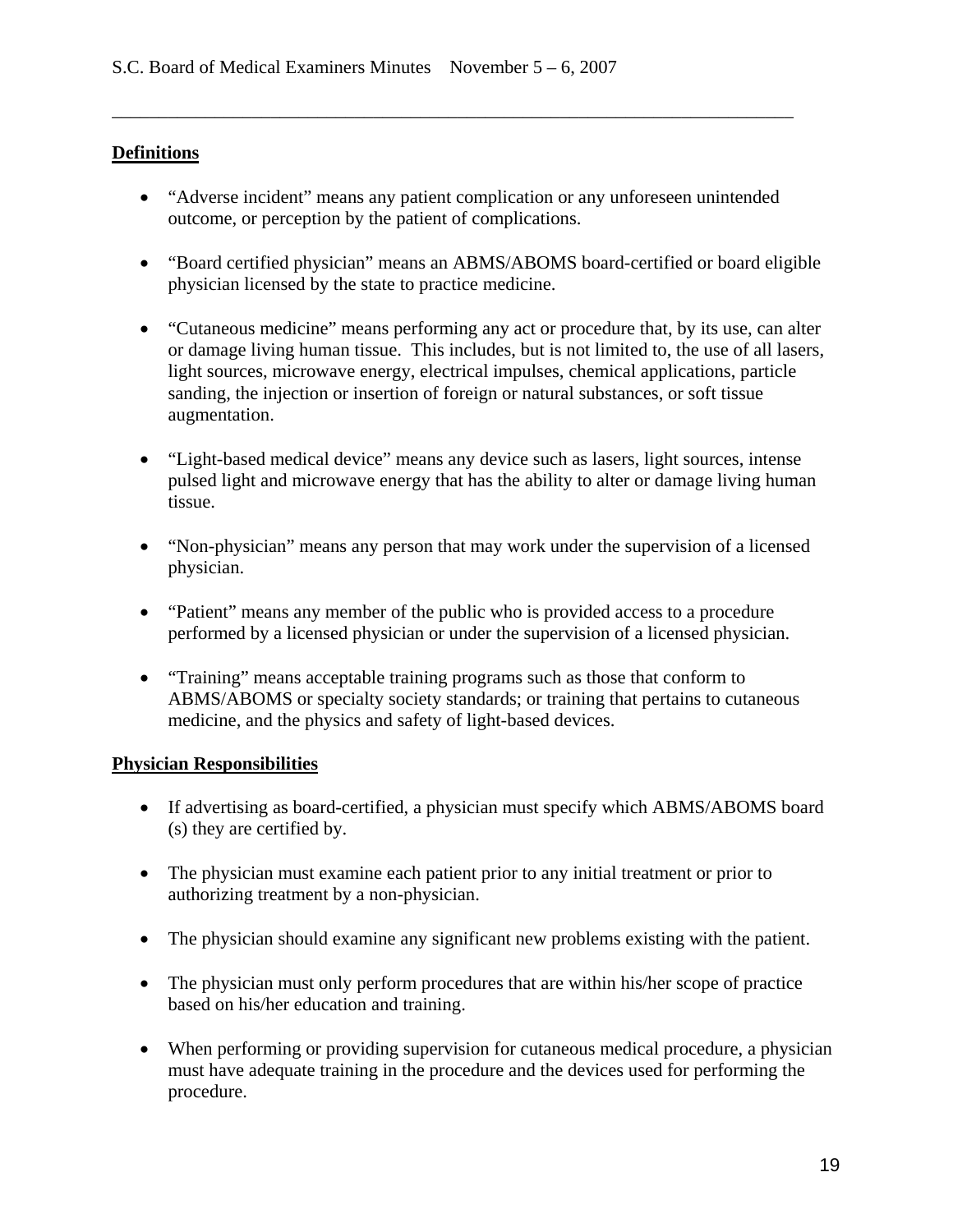**Definitions**

- "Adverse incident" means any patient complication or any unforeseen unintended outcome, or perception by the patient of complications.
- "Board certified physician" means an ABMS/ABOMS board-certified or board eligible physician licensed by the state to practice medicine.
- "Cutaneous medicine" means performing any act or procedure that, by its use, can alter or damage living human tissue. This includes, but is not limited to, the use of all lasers, light sources, microwave energy, electrical impulses, chemical applications, particle sanding, the injection or insertion of foreign or natural substances, or soft tissue augmentation.
- "Light-based medical device" means any device such as lasers, light sources, intense pulsed light and microwave energy that has the ability to alter or damage living human tissue.
- "Non-physician" means any person that may work under the supervision of a licensed physician.
- "Patient" means any member of the public who is provided access to a procedure performed by a licensed physician or under the supervision of a licensed physician.
- "Training" means acceptable training programs such as those that conform to ABMS/ABOMS or specialty society standards; or training that pertains to cutaneous medicine, and the physics and safety of light-based devices.

**Physician Responsibilities**

- If advertising as board-certified, a physician must specify which ABMS/ABOMS board (s) they are certified by.
- The physician must examine each patient prior to any initial treatment or prior to authorizing treatment by a non-physician.
- The physician should examine any significant new problems existing with the patient.
- The physician must only perform procedures that are within his/her scope of practice based on his/her education and training.
- When performing or providing supervision for cutaneous medical procedure, a physician must have adequate training in the procedure and the devices used for performing the procedure.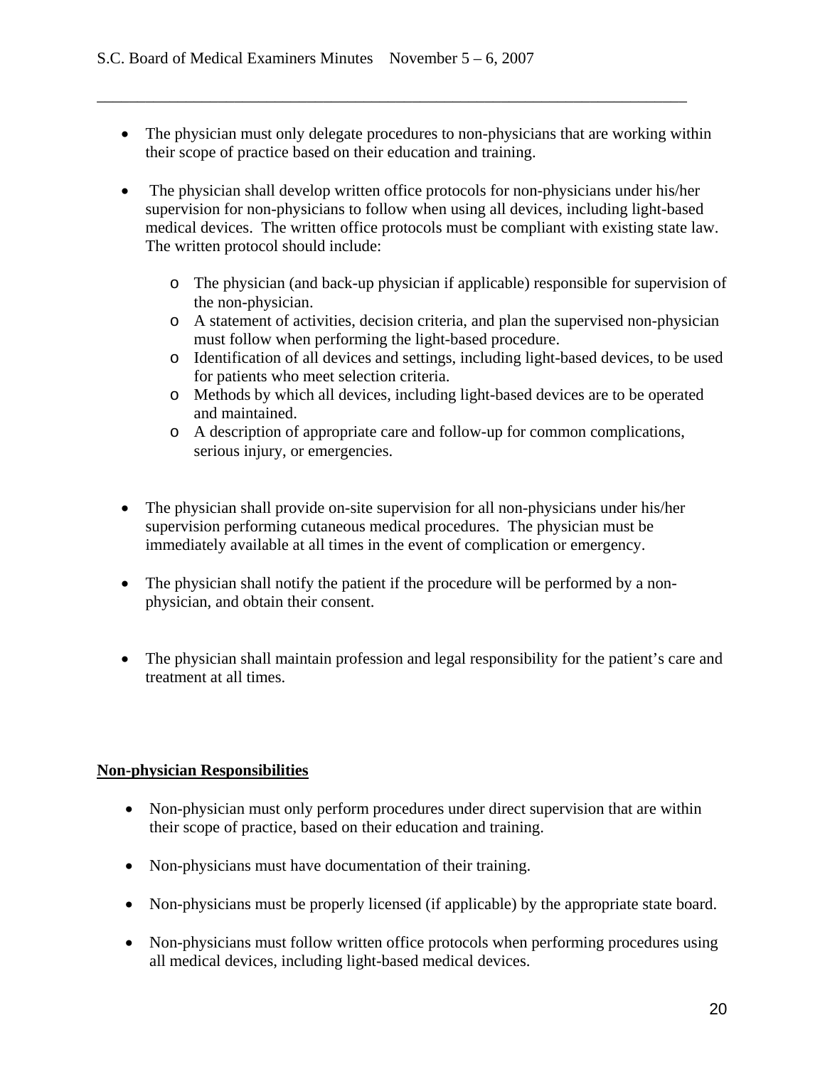- The physician must only delegate procedures to non-physicians that are working within their scope of practice based on their education and training.

- The physician shall develop written office protocols for non-physicians under his/her supervision for non-physicians to follow when using all devices, including light-based medical devices. The written office protocols must be compliant with existing state law. The written protocol should include:

  - The physician (and back-up physician if applicable) responsible for supervision of the non-physician.
  - A statement of activities, decision criteria, and plan the supervised non-physician must follow when performing the light-based procedure.
  - Identification of all devices and settings, including light-based devices, to be used for patients who meet selection criteria.
  - Methods by which all devices, including light-based devices are to be operated and maintained.
  - A description of appropriate care and follow-up for common complications, serious injury, or emergencies.

- The physician shall provide on-site supervision for all non-physicians under his/her supervision performing cutaneous medical procedures. The physician must be immediately available at all times in the event of complication or emergency.

- The physician shall notify the patient if the procedure will be performed by a non-physician, and obtain their consent.

- The physician shall maintain profession and legal responsibility for the patient's care and treatment at all times.

**Non-physician Responsibilities**

- Non-physician must only perform procedures under direct supervision that are within their scope of practice, based on their education and training.

- Non-physicians must have documentation of their training.

- Non-physicians must be properly licensed (if applicable) by the appropriate state board.

- Non-physicians must follow written office protocols when performing procedures using all medical devices, including light-based medical devices.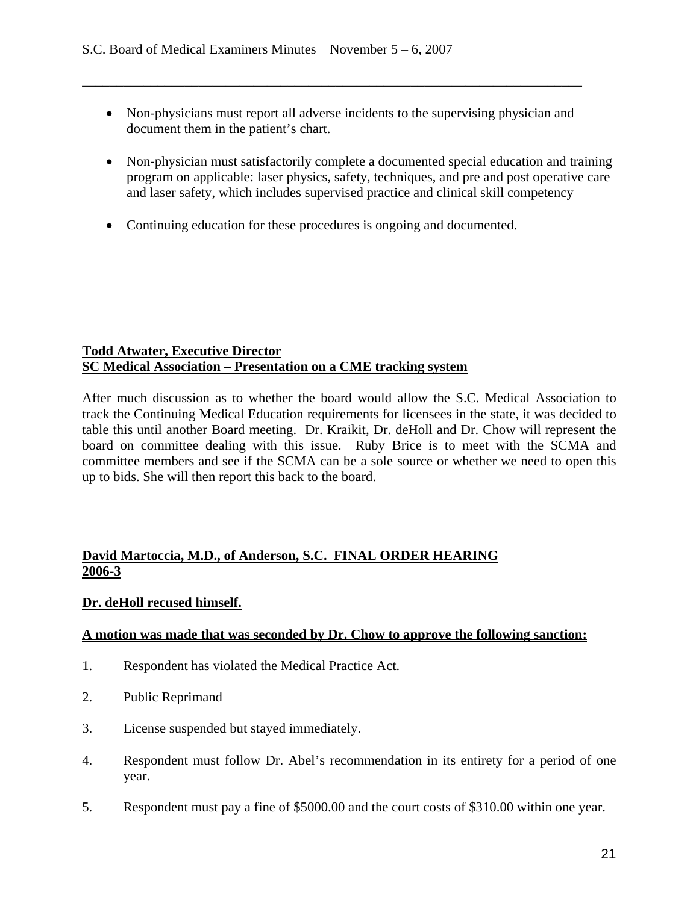- Non-physicians must report all adverse incidents to the supervising physician and document them in the patient's chart.

- Non-physician must satisfactorily complete a documented special education and training program on applicable: laser physics, safety, techniques, and pre and post operative care and laser safety, which includes supervised practice and clinical skill competency

- Continuing education for these procedures is ongoing and documented.

**Todd Atwater, Executive Director**
**SC Medical Association – Presentation on a CME tracking system**

After much discussion as to whether the board would allow the S.C. Medical Association to track the Continuing Medical Education requirements for licensees in the state, it was decided to table this until another Board meeting. Dr. Kraikit, Dr. deHoll and Dr. Chow will represent the board on committee dealing with this issue. Ruby Brice is to meet with the SCMA and committee members and see if the SCMA can be a sole source or whether we need to open this up to bids. She will then report this back to the board.

**David Martoccia, M.D., of Anderson, S.C. FINAL ORDER HEARING**
**2006-3**

**Dr. deHoll recused himself.**

**A motion was made that was seconded by Dr. Chow to approve the following sanction:**

1. Respondent has violated the Medical Practice Act.

2. Public Reprimand

3. License suspended but stayed immediately.

4. Respondent must follow Dr. Abel's recommendation in its entirety for a period of one year.

5. Respondent must pay a fine of $5000.00 and the court costs of $310.00 within one year.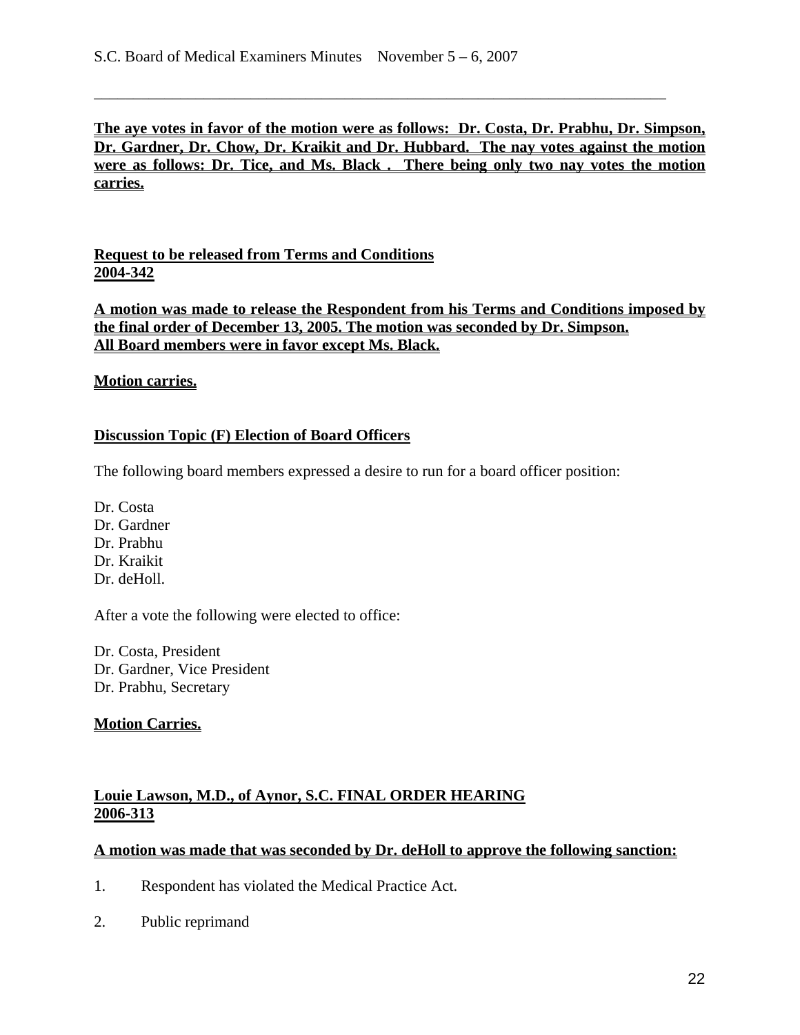**The aye votes in favor of the motion were as follows: Dr. Costa, Dr. Prabhu, Dr. Simpson, Dr. Gardner, Dr. Chow, Dr. Kraikit and Dr. Hubbard. The nay votes against the motion were as follows: Dr. Tice, and Ms. Black . There being only two nay votes the motion carries.**

**Request to be released from Terms and Conditions**
**2004-342**

**A motion was made to release the Respondent from his Terms and Conditions imposed by the final order of December 13, 2005. The motion was seconded by Dr. Simpson. All Board members were in favor except Ms. Black.**

**Motion carries.**

**Discussion Topic (F) Election of Board Officers**

The following board members expressed a desire to run for a board officer position:

Dr. Costa
Dr. Gardner
Dr. Prabhu
Dr. Kraikit
Dr. deHoll.

After a vote the following were elected to office:

Dr. Costa, President
Dr. Gardner, Vice President
Dr. Prabhu, Secretary

**Motion Carries.**

**Louie Lawson, M.D., of Aynor, S.C. FINAL ORDER HEARING**
**2006-313**

**A motion was made that was seconded by Dr. deHoll to approve the following sanction:**

1. Respondent has violated the Medical Practice Act.

2. Public reprimand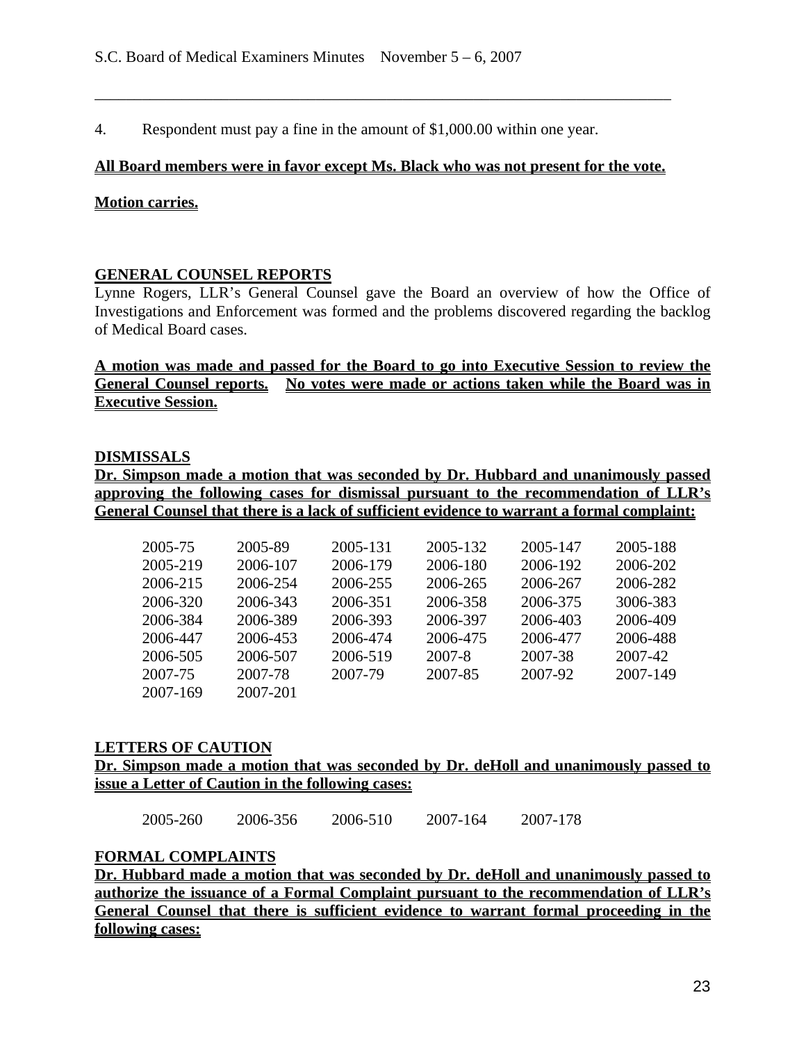4. Respondent must pay a fine in the amount of $1,000.00 within one year.

**All Board members were in favor except Ms. Black who was not present for the vote.**

**Motion carries.**

**GENERAL COUNSEL REPORTS**

Lynne Rogers, LLR's General Counsel gave the Board an overview of how the Office of Investigations and Enforcement was formed and the problems discovered regarding the backlog of Medical Board cases.

**A motion was made and passed for the Board to go into Executive Session to review the General Counsel reports. No votes were made or actions taken while the Board was in Executive Session.**

**DISMISSALS**

**Dr. Simpson made a motion that was seconded by Dr. Hubbard and unanimously passed approving the following cases for dismissal pursuant to the recommendation of LLR's General Counsel that there is a lack of sufficient evidence to warrant a formal complaint:**

| | | | | | |
|---|---|---|---|---|---|
| 2005-75 | 2005-89 | 2005-131 | 2005-132 | 2005-147 | 2005-188 |
| 2005-219 | 2006-107 | 2006-179 | 2006-180 | 2006-192 | 2006-202 |
| 2006-215 | 2006-254 | 2006-255 | 2006-265 | 2006-267 | 2006-282 |
| 2006-320 | 2006-343 | 2006-351 | 2006-358 | 2006-375 | 3006-383 |
| 2006-384 | 2006-389 | 2006-393 | 2006-397 | 2006-403 | 2006-409 |
| 2006-447 | 2006-453 | 2006-474 | 2006-475 | 2006-477 | 2006-488 |
| 2006-505 | 2006-507 | 2006-519 | 2007-8 | 2007-38 | 2007-42 |
| 2007-75 | 2007-78 | 2007-79 | 2007-85 | 2007-92 | 2007-149 |
| 2007-169 | 2007-201 | | | | |

**LETTERS OF CAUTION**

**Dr. Simpson made a motion that was seconded by Dr. deHoll and unanimously passed to issue a Letter of Caution in the following cases:**

| | | | | |
|---|---|---|---|---|
| 2005-260 | 2006-356 | 2006-510 | 2007-164 | 2007-178 |

**FORMAL COMPLAINTS**

**Dr. Hubbard made a motion that was seconded by Dr. deHoll and unanimously passed to authorize the issuance of a Formal Complaint pursuant to the recommendation of LLR's General Counsel that there is sufficient evidence to warrant formal proceeding in the following cases:**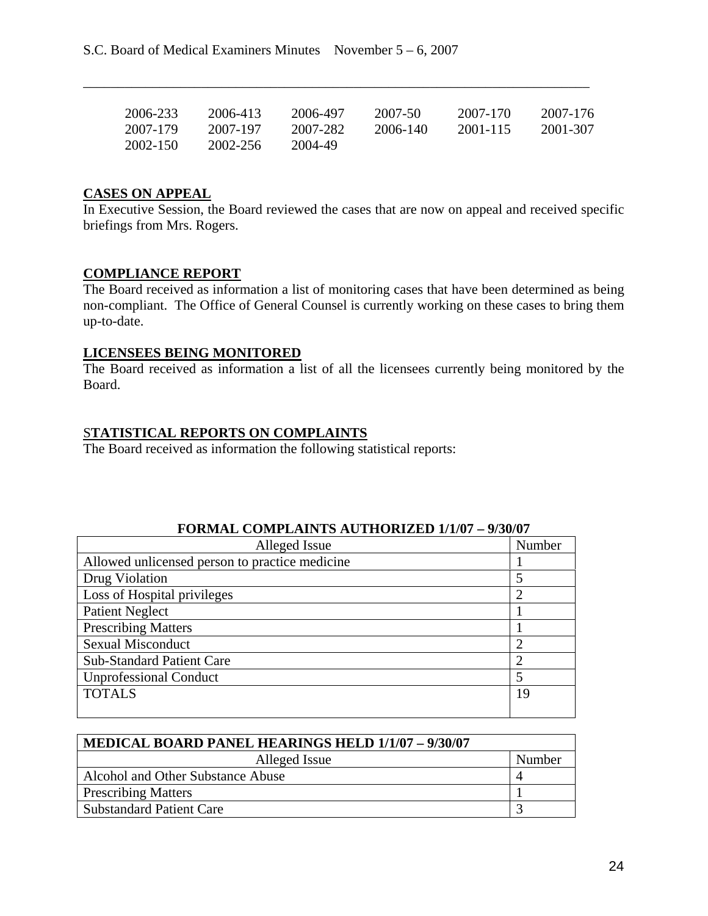| | | | | | |
|---|---|---|---|---|---|
| 2006-233 | 2006-413 | 2006-497 | 2007-50 | 2007-170 | 2007-176 |
| 2007-179 | 2007-197 | 2007-282 | 2006-140 | 2001-115 | 2001-307 |
| 2002-150 | 2002-256 | 2004-49 | | | |

**CASES ON APPEAL**

In Executive Session, the Board reviewed the cases that are now on appeal and received specific briefings from Mrs. Rogers.

**COMPLIANCE REPORT**

The Board received as information a list of monitoring cases that have been determined as being non-compliant. The Office of General Counsel is currently working on these cases to bring them up-to-date.

**LICENSEES BEING MONITORED**

The Board received as information a list of all the licensees currently being monitored by the Board.

**STATISTICAL REPORTS ON COMPLAINTS**

The Board received as information the following statistical reports:

**FORMAL COMPLAINTS AUTHORIZED 1/1/07 – 9/30/07**

| Alleged Issue | Number |
|---|---|
| Allowed unlicensed person to practice medicine | 1 |
| Drug Violation | 5 |
| Loss of Hospital privileges | 2 |
| Patient Neglect | 1 |
| Prescribing Matters | 1 |
| Sexual Misconduct | 2 |
| Sub-Standard Patient Care | 2 |
| Unprofessional Conduct | 5 |
| TOTALS | 19 |

**MEDICAL BOARD PANEL HEARINGS HELD 1/1/07 – 9/30/07**

| Alleged Issue | Number |
|---|---|
| Alcohol and Other Substance Abuse | 4 |
| Prescribing Matters | 1 |
| Substandard Patient Care | 3 |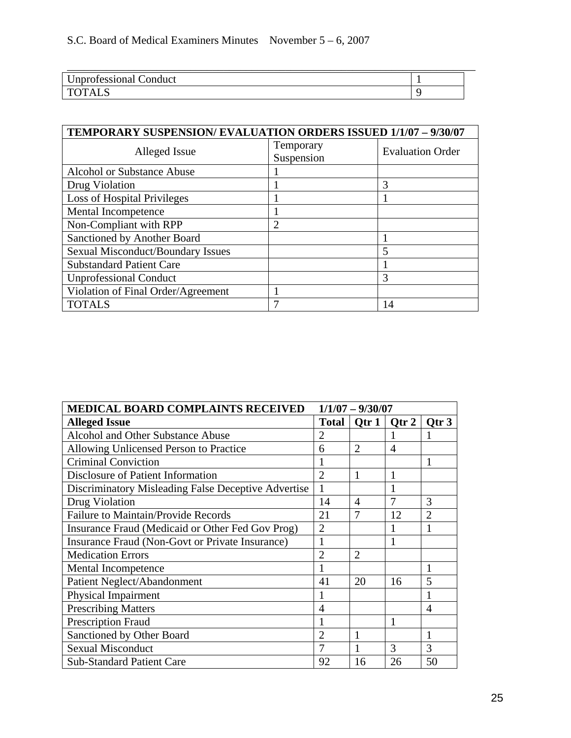| | |
|---|---|
| Unprofessional Conduct | 1 |
| TOTALS | 9 |

| **TEMPORARY SUSPENSION/ EVALUATION ORDERS ISSUED 1/1/07 – 9/30/07** | | |
|---|---|---|
| Alleged Issue | Temporary Suspension | Evaluation Order |
| Alcohol or Substance Abuse | 1 | |
| Drug Violation | 1 | 3 |
| Loss of Hospital Privileges | 1 | 1 |
| Mental Incompetence | 1 | |
| Non-Compliant with RPP | 2 | |
| Sanctioned by Another Board | | 1 |
| Sexual Misconduct/Boundary Issues | | 5 |
| Substandard Patient Care | | 1 |
| Unprofessional Conduct | | 3 |
| Violation of Final Order/Agreement | 1 | |
| TOTALS | 7 | 14 |

| **MEDICAL BOARD COMPLAINTS RECEIVED 1/1/07 – 9/30/07** | | | | |
|---|---|---|---|---|
| **Alleged Issue** | **Total** | **Qtr 1** | **Qtr 2** | **Qtr 3** |
| Alcohol and Other Substance Abuse | 2 | | 1 | 1 |
| Allowing Unlicensed Person to Practice | 6 | 2 | 4 | |
| Criminal Conviction | 1 | | | 1 |
| Disclosure of Patient Information | 2 | 1 | 1 | |
| Discriminatory Misleading False Deceptive Advertise | 1 | | 1 | |
| Drug Violation | 14 | 4 | 7 | 3 |
| Failure to Maintain/Provide Records | 21 | 7 | 12 | 2 |
| Insurance Fraud (Medicaid or Other Fed Gov Prog) | 2 | | 1 | 1 |
| Insurance Fraud (Non-Govt or Private Insurance) | 1 | | 1 | |
| Medication Errors | 2 | 2 | | |
| Mental Incompetence | 1 | | | 1 |
| Patient Neglect/Abandonment | 41 | 20 | 16 | 5 |
| Physical Impairment | 1 | | | 1 |
| Prescribing Matters | 4 | | | 4 |
| Prescription Fraud | 1 | | 1 | |
| Sanctioned by Other Board | 2 | 1 | | 1 |
| Sexual Misconduct | 7 | 1 | 3 | 3 |
| Sub-Standard Patient Care | 92 | 16 | 26 | 50 |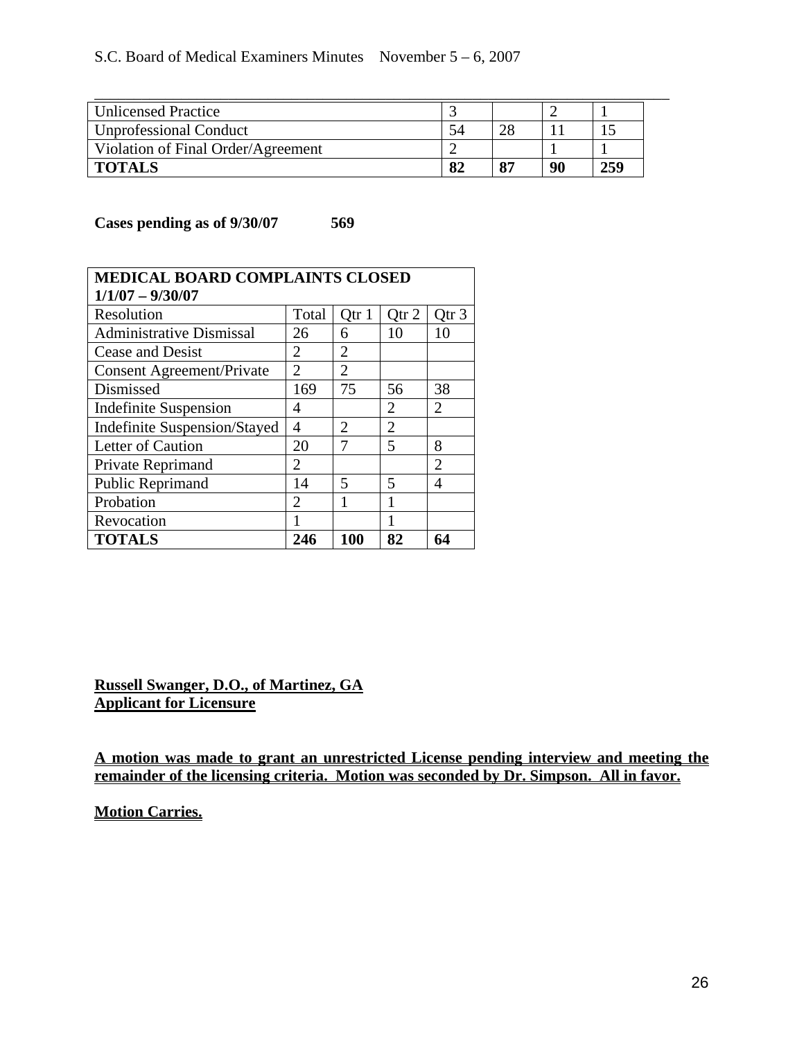| | | | | |
|---|---|---|---|---|
| Unlicensed Practice | 3 | | 2 | 1 |
| Unprofessional Conduct | 54 | 28 | 11 | 15 |
| Violation of Final Order/Agreement | 2 | | 1 | 1 |
| **TOTALS** | **82** | **87** | **90** | **259** |

**Cases pending as of 9/30/07 569**

| **MEDICAL BOARD COMPLAINTS CLOSED 1/1/07 – 9/30/07** | | | | |
|---|---|---|---|---|
| Resolution | Total | Qtr 1 | Qtr 2 | Qtr 3 |
| Administrative Dismissal | 26 | 6 | 10 | 10 |
| Cease and Desist | 2 | 2 | | |
| Consent Agreement/Private | 2 | 2 | | |
| Dismissed | 169 | 75 | 56 | 38 |
| Indefinite Suspension | 4 | | 2 | 2 |
| Indefinite Suspension/Stayed | 4 | 2 | 2 | |
| Letter of Caution | 20 | 7 | 5 | 8 |
| Private Reprimand | 2 | | | 2 |
| Public Reprimand | 14 | 5 | 5 | 4 |
| Probation | 2 | 1 | 1 | |
| Revocation | 1 | | 1 | |
| **TOTALS** | **246** | **100** | **82** | **64** |

**Russell Swanger, D.O., of Martinez, GA**
**Applicant for Licensure**

**A motion was made to grant an unrestricted License pending interview and meeting the remainder of the licensing criteria. Motion was seconded by Dr. Simpson. All in favor.**

**Motion Carries.**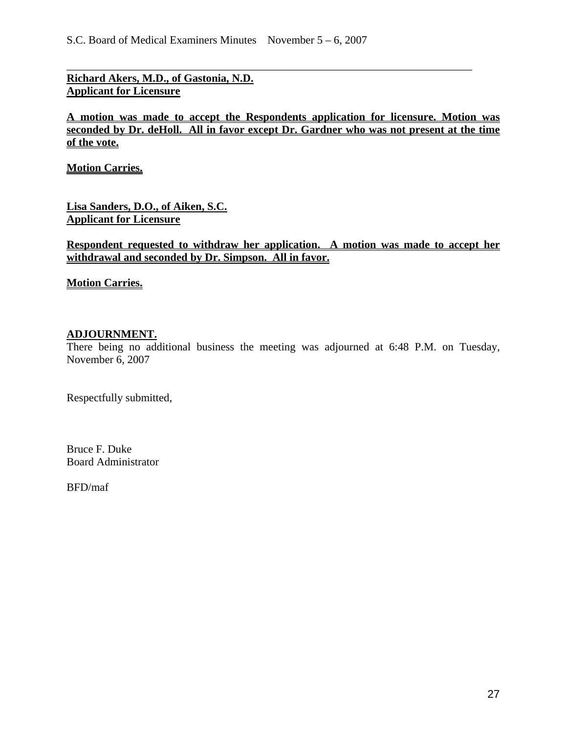**Richard Akers, M.D., of Gastonia, N.D.**
**Applicant for Licensure**

**A motion was made to accept the Respondents application for licensure. Motion was seconded by Dr. deHoll. All in favor except Dr. Gardner who was not present at the time of the vote.**

**Motion Carries.**

**Lisa Sanders, D.O., of Aiken, S.C.**
**Applicant for Licensure**

**Respondent requested to withdraw her application. A motion was made to accept her withdrawal and seconded by Dr. Simpson. All in favor.**

**Motion Carries.**

**ADJOURNMENT.**

There being no additional business the meeting was adjourned at 6:48 P.M. on Tuesday, November 6, 2007

Respectfully submitted,

Bruce F. Duke
Board Administrator

BFD/maf